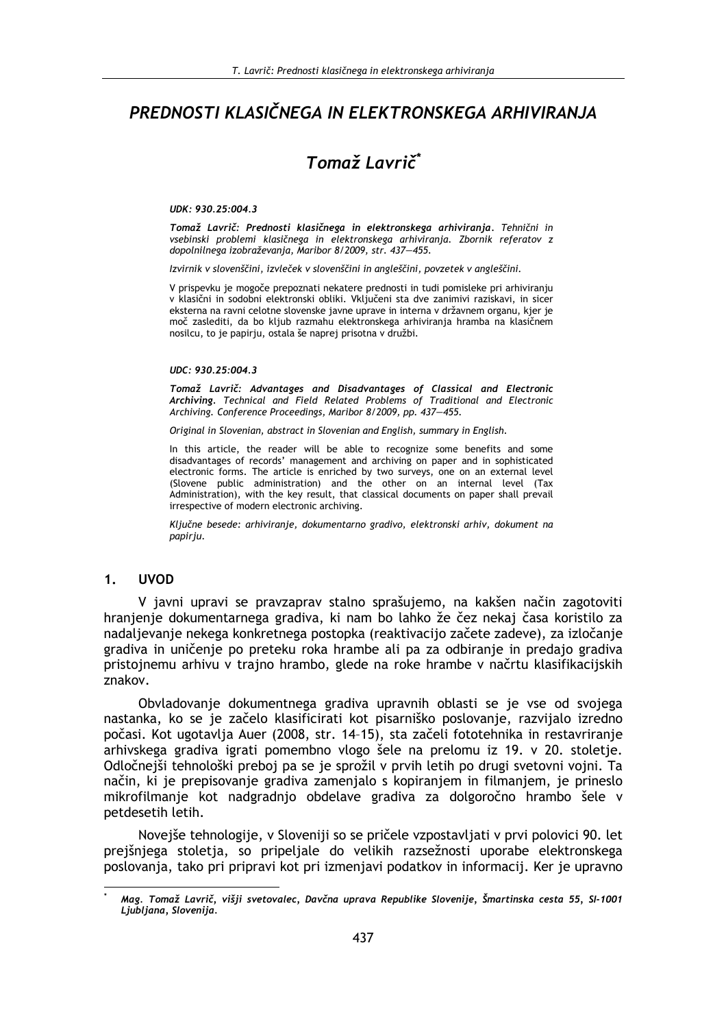# PREDNOSTI KLASIČNEGA IN ELEKTRONSKEGA ARHIVIRANJA

## Tomaž Lavrič*

***UDK: 930.25:004.3***

***Tomaž Lavrič: Prednosti klasičnega in elektronskega arhiviranja***. *Tehnični in vsebinski problemi klasičnega in elektronskega arhiviranja. Zbornik referatov z dopolnilnega izobraževanja, Maribor 8/2009, str. 437—455.*

*Izvirnik v slovenščini, izvleček v slovenščini in angleščini, povzetek v angleščini.*

*V prispevku je mogoče prepoznati nekatere prednosti in tudi pomisleke pri arhiviranju v klasični in sodobni elektronski obliki. Vključeni sta dve zanimivi raziskavi, in sicer eksterna na ravni celotne slovenske javne uprave in interna v državnem organu, kjer je moč zaslediti, da bo kljub razmahu elektronskega arhiviranja hramba na klasičnem nosilcu, to je papirju, ostala še naprej prisotna v družbi.*

***UDC: 930.25:004.3***

***Tomaž Lavrič: Advantages and Disadvantages of Classical and Electronic Archiving***. *Technical and Field Related Problems of Traditional and Electronic Archiving. Conference Proceedings, Maribor 8/2009, pp. 437—455.*

*Original in Slovenian, abstract in Slovenian and English, summary in English.*

*In this article, the reader will be able to recognize some benefits and some disadvantages of records' management and archiving on paper and in sophisticated electronic forms. The article is enriched by two surveys, one on an external level (Slovene public administration) and the other on an internal level (Tax Administration), with the key result, that classical documents on paper shall prevail irrespective of modern electronic archiving.*

*Ključne besede: arhiviranje, dokumentarno gradivo, elektronski arhiv, dokument na papirju.*

## 1. UVOD

V javni upravi se pravzaprav stalno sprašujemo, na kakšen način zagotoviti hranjenje dokumentarnega gradiva, ki nam bo lahko že čez nekaj časa koristilo za nadaljevanje nekega konkretnega postopka (reaktivacijo začete zadeve), za izločanje gradiva in uničenje po preteku roka hrambe ali pa za odbiranje in predajo gradiva pristojnemu arhivu v trajno hrambo, glede na roke hrambe v načrtu klasifikacijskih znakov.

Obvladovanje dokumentnega gradiva upravnih oblasti se je vse od svojega nastanka, ko se je začelo klasificirati kot pisarniško poslovanje, razvijalo izredno počasi. Kot ugotavlja Auer (2008, str. 14–15), sta začeli fototehnika in restavriranje arhivskega gradiva igrati pomembno vlogo šele na prelomu iz 19. v 20. stoletje. Odločnejši tehnološki preboj pa se je sprožil v prvih letih po drugi svetovni vojni. Ta način, ki je prepisovanje gradiva zamenjalo s kopiranjem in filmanjem, je prineslo mikrofilmanje kot nadgradnjo obdelave gradiva za dolgoročno hrambo šele v petdesetih letih.

Novejše tehnologije, v Sloveniji so se pričele vzpostavljati v prvi polovici 90. let prejšnjega stoletja, so pripeljale do velikih razsežnosti uporabe elektronskega poslovanja, tako pri pripravi kot pri izmenjavi podatkov in informacij. Ker je upravno

---

\* ***Mag. Tomaž Lavrič, višji svetovalec, Davčna uprava Republike Slovenije, Šmartinska cesta 55, SI-1001 Ljubljana, Slovenija.***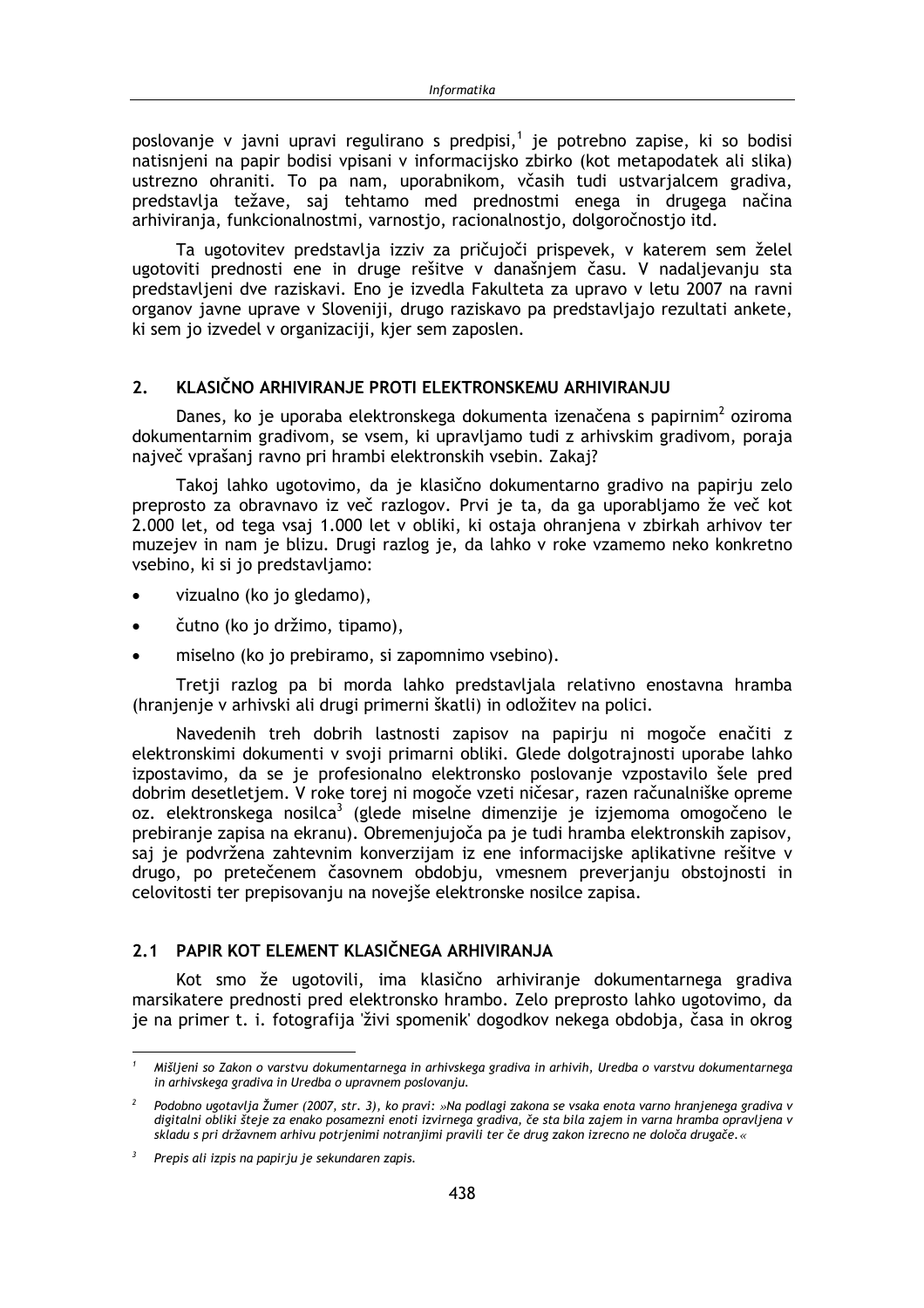poslovanje v javni upravi regulirano s predpisi,[1] je potrebno zapise, ki so bodisi natisnjeni na papir bodisi vpisani v informacijsko zbirko (kot metapodatek ali slika) ustrezno ohraniti. To pa nam, uporabnikom, včasih tudi ustvarjalcem gradiva, predstavlja težave, saj tehtamo med prednostmi enega in drugega načina arhiviranja, funkcionalnostmi, varnostjo, racionalnostjo, dolgoročnostjo itd.

Ta ugotovitev predstavlja izziv za pričujoči prispevek, v katerem sem želel ugotoviti prednosti ene in druge rešitve v današnjem času. V nadaljevanju sta predstavljeni dve raziskavi. Eno je izvedla Fakulteta za upravo v letu 2007 na ravni organov javne uprave v Sloveniji, drugo raziskavo pa predstavljajo rezultati ankete, ki sem jo izvedel v organizaciji, kjer sem zaposlen.

## 2. KLASIČNO ARHIVIRANJE PROTI ELEKTRONSKEMU ARHIVIRANJU

Danes, ko je uporaba elektronskega dokumenta izenačena s papirnim[2] oziroma dokumentarnim gradivom, se vsem, ki upravljamo tudi z arhivskim gradivom, poraja največ vprašanj ravno pri hrambi elektronskih vsebin. Zakaj?

Takoj lahko ugotovimo, da je klasično dokumentarno gradivo na papirju zelo preprosto za obravnavo iz več razlogov. Prvi je ta, da ga uporabljamo že več kot 2.000 let, od tega vsaj 1.000 let v obliki, ki ostaja ohranjena v zbirkah arhivov ter muzejev in nam je blizu. Drugi razlog je, da lahko v roke vzamemo neko konkretno vsebino, ki si jo predstavljamo:

- vizualno (ko jo gledamo),
- čutno (ko jo držimo, tipamo),
- miselno (ko jo prebiramo, si zapomnimo vsebino).

Tretji razlog pa bi morda lahko predstavljala relativno enostavna hramba (hranjenje v arhivski ali drugi primerni škatli) in odložitev na polici.

Navedenih treh dobrih lastnosti zapisov na papirju ni mogoče enačiti z elektronskimi dokumenti v svoji primarni obliki. Glede dolgotrajnosti uporabe lahko izpostavimo, da se je profesionalno elektronsko poslovanje vzpostavilo šele pred dobrim desetletjem. V roke torej ni mogoče vzeti ničesar, razen računalniške opreme oz. elektronskega nosilca[3] (glede miselne dimenzije je izjemoma omogočeno le prebiranje zapisa na ekranu). Obremenjujoča pa je tudi hramba elektronskih zapisov, saj je podvržena zahtevnim konverzijam iz ene informacijske aplikativne rešitve v drugo, po pretečenem časovnem obdobju, vmesnem preverjanju obstojnosti in celovitosti ter prepisovanju na novejše elektronske nosilce zapisa.

### 2.1 PAPIR KOT ELEMENT KLASIČNEGA ARHIVIRANJA

Kot smo že ugotovili, ima klasično arhiviranje dokumentarnega gradiva marsikatere prednosti pred elektronsko hrambo. Zelo preprosto lahko ugotovimo, da je na primer t. i. fotografija 'živi spomenik' dogodkov nekega obdobja, časa in okrog

---

[1] *Mišljeni so Zakon o varstvu dokumentarnega in arhivskega gradiva in arhivih, Uredba o varstvu dokumentarnega in arhivskega gradiva in Uredba o upravnem poslovanju.*

[2] *Podobno ugotavlja Žumer (2007, str. 3), ko pravi: »Na podlagi zakona se vsaka enota varno hranjenega gradiva v digitalni obliki šteje za enako posamezni enoti izvirnega gradiva, če sta bila zajem in varna hramba opravljena v skladu s pri državnem arhivu potrjenimi notranjimi pravili ter če drug zakon izrecno ne določa drugače.«*

[3] *Prepis ali izpis na papirju je sekundaren zapis.*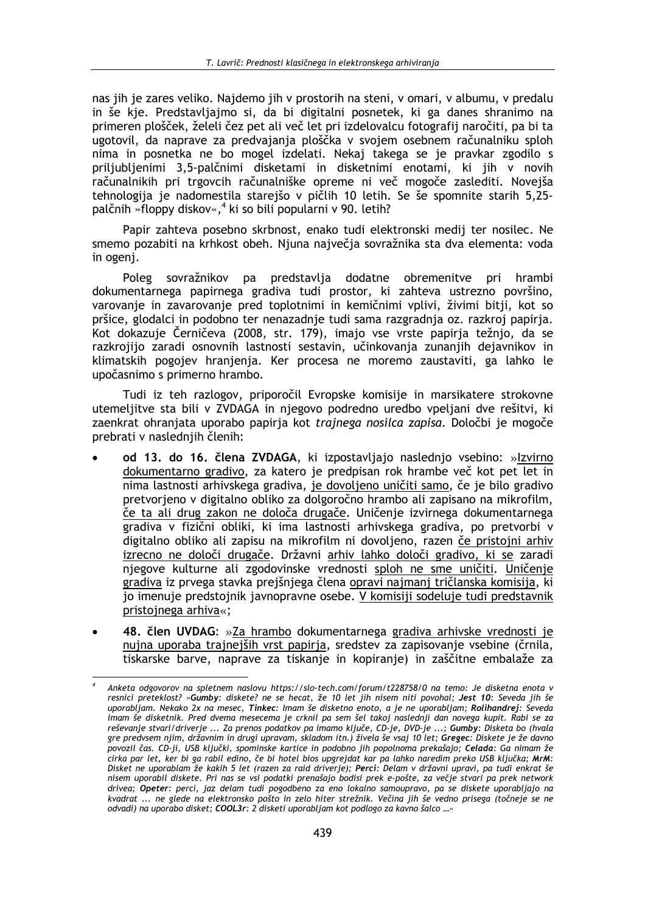nas jih je zares veliko. Najdemo jih v prostorih na steni, v omari, v albumu, v predalu in še kje. Predstavljajmo si, da bi digitalni posnetek, ki ga danes shranimo na primeren plošček, želeli čez pet ali več let pri izdelovalcu fotografij naročiti, pa bi ta ugotovil, da naprave za predvajanja ploščka v svojem osebnem računalniku sploh nima in posnetka ne bo mogel izdelati. Nekaj takega se je pravkar zgodilo s priljubljenimi 3,5-palčnimi disketami in disketnimi enotami, ki jih v novih računalnikih pri trgovcih računalniške opreme ni več mogoče zaslediti. Novejša tehnologija je nadomestila starejšo v pičlih 10 letih. Se še spomnite starih 5,25-palčnih »floppy diskov«,[4] ki so bili popularni v 90. letih?

Papir zahteva posebno skrbnost, enako tudi elektronski medij ter nosilec. Ne smemo pozabiti na krhkost obeh. Njuna največja sovražnika sta dva elementa: voda in ogenj.

Poleg sovražnikov pa predstavlja dodatne obremenitve pri hrambi dokumentarnega papirnega gradiva tudi prostor, ki zahteva ustrezno površino, varovanje in zavarovanje pred toplotnimi in kemičnimi vplivi, živimi bitji, kot so pršice, glodalci in podobno ter nenazadnje tudi sama razgradnja oz. razkroj papirja. Kot dokazuje Černičeva (2008, str. 179), imajo vse vrste papirja težnjo, da se razkrojijo zaradi osnovnih lastnosti sestavin, učinkovanja zunanjih dejavnikov in klimatskih pogojev hranjenja. Ker procesa ne moremo zaustaviti, ga lahko le upočasnimo s primerno hrambo.

Tudi iz teh razlogov, priporočil Evropske komisije in marsikatere strokovne utemeljitve sta bili v ZVDAGA in njegovo podredno uredbo vpeljani dve rešitvi, ki zaenkrat ohranjata uporabo papirja kot *trajnega nosilca zapisa*. Določbi je mogoče prebrati v naslednjih členih:

- **od 13. do 16. člena ZVDAGA**, ki izpostavljajo naslednjo vsebino: »Izvirno dokumentarno gradivo, za katero je predpisan rok hrambe več kot pet let in nima lastnosti arhivskega gradiva, je dovoljeno uničiti samo, če je bilo gradivo pretvorjeno v digitalno obliko za dolgoročno hrambo ali zapisano na mikrofilm, če ta ali drug zakon ne določa drugače. Uničenje izvirnega dokumentarnega gradiva v fizični obliki, ki ima lastnosti arhivskega gradiva, po pretvorbi v digitalno obliko ali zapisu na mikrofilm ni dovoljeno, razen če pristojni arhiv izrecno ne določi drugače. Državni arhiv lahko določi gradivo, ki se zaradi njegove kulturne ali zgodovinske vrednosti sploh ne sme uničiti. Uničenje gradiva iz prvega stavka prejšnjega člena opravi najmanj tričlanska komisija, ki jo imenuje predstojnik javnopravne osebe. V komisiji sodeluje tudi predstavnik pristojnega arhiva«;
- **48. člen UVDAG**: »Za hrambo dokumentarnega gradiva arhivske vrednosti je nujna uporaba trajnejših vrst papirja, sredstev za zapisovanje vsebine (črnila, tiskarske barve, naprave za tiskanje in kopiranje) in zaščitne embalaže za

---

[4] Anketa odgovorov na spletnem naslovu https://slo-tech.com/forum/t228758/0 na temo: Je disketna enota v resnici preteklost? »**Gumby**: diskete? ne se hecat, že 10 let jih nisem niti povohal; **Jest 10**: Seveda jih še uporabljam. Nekako 2x na mesec, **Tinkec**: Imam še disketno enoto, a je ne uporabljam; **Rolihandrej**: Seveda imam še disketnik. Pred dvema mesecema je crknil pa sem šel takoj naslednji dan novega kupit. Rabi se za reševanje stvari/driverje ... Za prenos podatkov pa imamo ključe, CD-je, DVD-je ...; **Gumby**: Disketa bo (hvala gre predvsem njim, državnim in drugi upravam, skladom itn.) živela še vsaj 10 let; **Gregec**: Diskete je že davno povozil čas. CD-ji, USB ključki, spominske kartice in podobno jih popolnoma prekašajo; **Celada**: Ga nimam že cirka par let, ker bi ga rabil edino, če bi hotel bios upgrejdat kar pa lahko naredim preko USB ključka; **MrM**: Disket ne uporablam že kakih 5 let (razen za raid driverje); **Perci**: Delam v državni upravi, pa tudi enkrat še nisem uporabil diskete. Pri nas se vsi podatki prenašajo bodisi prek e-pošte, za večje stvari pa prek network drivea; **Opeter**: perci, jaz delam tudi pogodbeno za eno lokalno samoupravo, pa se diskete uporabljajo na kvadrat ... ne glede na elektronsko pošto in zelo hiter strežnik. Večina jih še vedno prisega (točneje se ne odvadi) na uporabo disket; **COOL3r**: 2 disketi uporabljam kot podlogo za kavno šalco ...«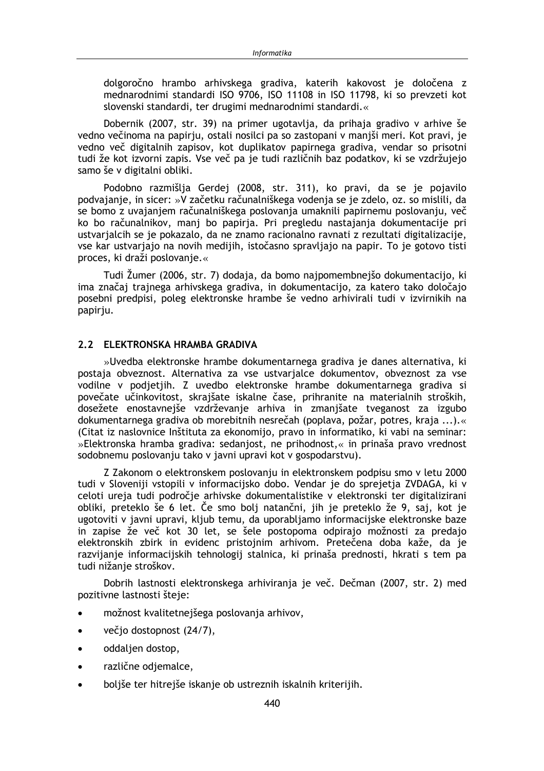dolgoročno hrambo arhivskega gradiva, katerih kakovost je določena z mednarodnimi standardi ISO 9706, ISO 11108 in ISO 11798, ki so prevzeti kot slovenski standardi, ter drugimi mednarodnimi standardi.«

Dobernik (2007, str. 39) na primer ugotavlja, da prihaja gradivo v arhive še vedno večinoma na papirju, ostali nosilci pa so zastopani v manjši meri. Kot pravi, je vedno več digitalnih zapisov, kot duplikatov papirnega gradiva, vendar so prisotni tudi že kot izvorni zapis. Vse več pa je tudi različnih baz podatkov, ki se vzdržujejo samo še v digitalni obliki.

Podobno razmišlja Gerdej (2008, str. 311), ko pravi, da se je pojavilo podvajanje, in sicer: »V začetku računalniškega vodenja se je zdelo, oz. so mislili, da se bomo z uvajanjem računalniškega poslovanja umaknili papirnemu poslovanju, več ko bo računalnikov, manj bo papirja. Pri pregledu nastajanja dokumentacije pri ustvarjalcih se je pokazalo, da ne znamo racionalno ravnati z rezultati digitalizacije, vse kar ustvarjajo na novih medijih, istočasno spravljajo na papir. To je gotovo tisti proces, ki draži poslovanje.«

Tudi Žumer (2006, str. 7) dodaja, da bomo najpomembnejšo dokumentacijo, ki ima značaj trajnega arhivskega gradiva, in dokumentacijo, za katero tako določajo posebni predpisi, poleg elektronske hrambe še vedno arhivirali tudi v izvirnikih na papirju.

## 2.2 ELEKTRONSKA HRAMBA GRADIVA

»Uvedba elektronske hrambe dokumentarnega gradiva je danes alternativa, ki postaja obveznost. Alternativa za vse ustvarjalce dokumentov, obveznost za vse vodilne v podjetjih. Z uvedbo elektronske hrambe dokumentarnega gradiva si povečate učinkovitost, skrajšate iskalne čase, prihranite na materialnih stroških, dosežete enostavnejše vzdrževanje arhiva in zmanjšate tveganost za izgubo dokumentarnega gradiva ob morebitnih nesrečah (poplava, požar, potres, kraja ...).« (Citat iz naslovnice Inštituta za ekonomijo, pravo in informatiko, ki vabi na seminar: »Elektronska hramba gradiva: sedanjost, ne prihodnost,« in prinaša pravo vrednost sodobnemu poslovanju tako v javni upravi kot v gospodarstvu).

Z Zakonom o elektronskem poslovanju in elektronskem podpisu smo v letu 2000 tudi v Sloveniji vstopili v informacijsko dobo. Vendar je do sprejetja ZVDAGA, ki v celoti ureja tudi področje arhivske dokumentalistike v elektronski ter digitalizirani obliki, preteklo še 6 let. Če smo bolj natančni, jih je preteklo že 9, saj, kot je ugotoviti v javni upravi, kljub temu, da uporabljamo informacijske elektronske baze in zapise že več kot 30 let, se šele postopoma odpirajo možnosti za predajo elektronskih zbirk in evidenc pristojnim arhivom. Pretečena doba kaže, da je razvijanje informacijskih tehnologij stalnica, ki prinaša prednosti, hkrati s tem pa tudi nižanje stroškov.

Dobrih lastnosti elektronskega arhiviranja je več. Dečman (2007, str. 2) med pozitivne lastnosti šteje:

- možnost kvalitetnejšega poslovanja arhivov,
- večjo dostopnost (24/7),
- oddaljen dostop,
- različne odjemalce,
- boljše ter hitrejše iskanje ob ustreznih iskalnih kriterijih.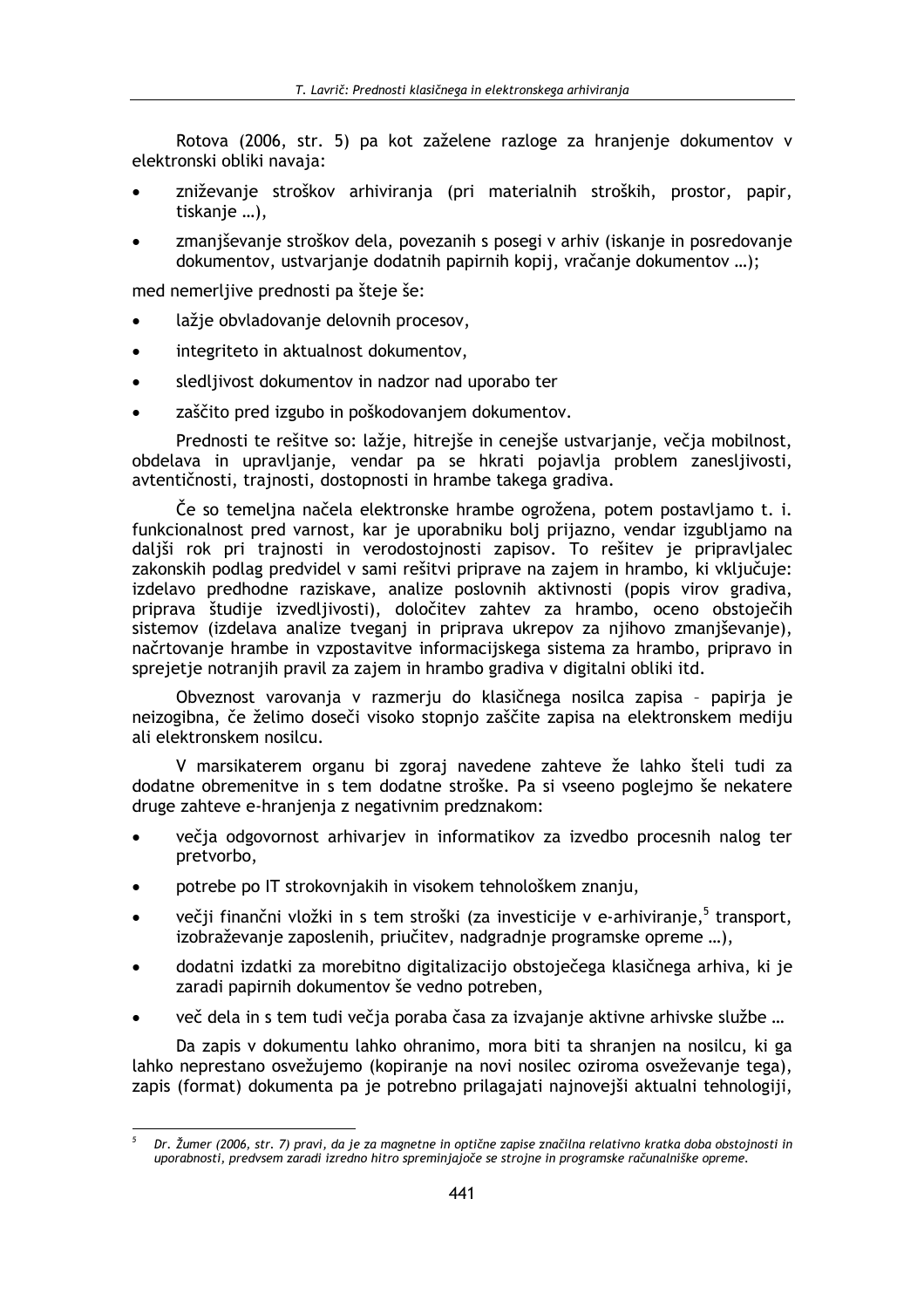Rotova (2006, str. 5) pa kot zaželene razloge za hranjenje dokumentov v elektronski obliki navaja:

- zniževanje stroškov arhiviranja (pri materialnih stroških, prostor, papir, tiskanje …),
- zmanjševanje stroškov dela, povezanih s posegi v arhiv (iskanje in posredovanje dokumentov, ustvarjanje dodatnih papirnih kopij, vračanje dokumentov …);

med nemerljive prednosti pa šteje še:

- lažje obvladovanje delovnih procesov,
- integriteto in aktualnost dokumentov,
- sledljivost dokumentov in nadzor nad uporabo ter
- zaščito pred izgubo in poškodovanjem dokumentov.

Prednosti te rešitve so: lažje, hitrejše in cenejše ustvarjanje, večja mobilnost, obdelava in upravljanje, vendar pa se hkrati pojavlja problem zanesljivosti, avtentičnosti, trajnosti, dostopnosti in hrambe takega gradiva.

Če so temeljna načela elektronske hrambe ogrožena, potem postavljamo t. i. funkcionalnost pred varnost, kar je uporabniku bolj prijazno, vendar izgubljamo na daljši rok pri trajnosti in verodostojnosti zapisov. To rešitev je pripravljalec zakonskih podlag predvidel v sami rešitvi priprave na zajem in hrambo, ki vključuje: izdelavo predhodne raziskave, analize poslovnih aktivnosti (popis virov gradiva, priprava študije izvedljivosti), določitev zahtev za hrambo, oceno obstoječih sistemov (izdelava analize tveganj in priprava ukrepov za njihovo zmanjševanje), načrtovanje hrambe in vzpostavitve informacijskega sistema za hrambo, pripravo in sprejetje notranjih pravil za zajem in hrambo gradiva v digitalni obliki itd.

Obveznost varovanja v razmerju do klasičnega nosilca zapisa – papirja je neizogibna, če želimo doseči visoko stopnjo zaščite zapisa na elektronskem mediju ali elektronskem nosilcu.

V marsikaterem organu bi zgoraj navedene zahteve že lahko šteli tudi za dodatne obremenitve in s tem dodatne stroške. Pa si vseeno poglejmo še nekatere druge zahteve e-hranjenja z negativnim predznakom:

- večja odgovornost arhivarjev in informatikov za izvedbo procesnih nalog ter pretvorbo,
- potrebe po IT strokovnjakih in visokem tehnološkem znanju,
- večji finančni vložki in s tem stroški (za investicije v e-arhiviranje,[5] transport, izobraževanje zaposlenih, priučitev, nadgradnje programske opreme …),
- dodatni izdatki za morebitno digitalizacijo obstoječega klasičnega arhiva, ki je zaradi papirnih dokumentov še vedno potreben,
- več dela in s tem tudi večja poraba časa za izvajanje aktivne arhivske službe …

Da zapis v dokumentu lahko ohranimo, mora biti ta shranjen na nosilcu, ki ga lahko nenehno osvežujemo (kopiranje na novi nosilec oziroma osveževanje tega), zapis (format) dokumenta pa je potrebno prilagajati najnovejši aktualni tehnologiji,

---

[5] *Dr. Žumer (2006, str. 7) pravi, da je za magnetne in optične zapise značilna relativno kratka doba obstojnosti in uporabnosti, predvsem zaradi izredno hitro spreminjajoče se strojne in programske računalniške opreme.*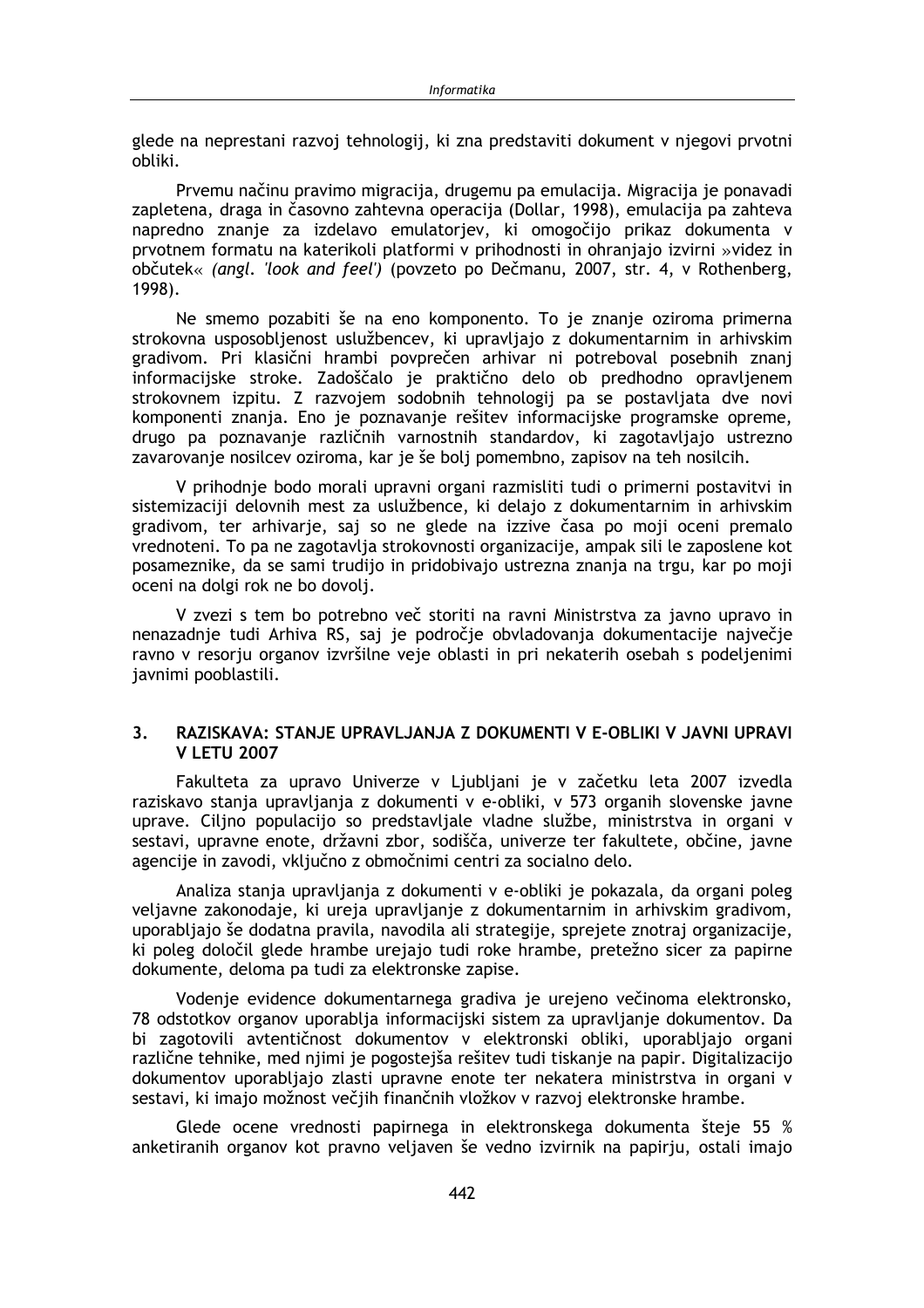glede na neprestani razvoj tehnologij, ki zna predstaviti dokument v njegovi prvotni obliki.

Prvemu načinu pravimo migracija, drugemu pa emulacija. Migracija je ponavadi zapletena, draga in časovno zahtevna operacija (Dollar, 1998), emulacija pa zahteva napredno znanje za izdelavo emulatorjev, ki omogočijo prikaz dokumenta v prvotnem formatu na katerikoli platformi v prihodnosti in ohranjajo izvirni »videz in občutek« *(angl. 'look and feel')* (povzeto po Dečmanu, 2007, str. 4, v Rothenberg, 1998).

Ne smemo pozabiti še na eno komponento. To je znanje oziroma primerna strokovna usposobljenost uslužbencev, ki upravljajo z dokumentarnim in arhivskim gradivom. Pri klasični hrambi povprečen arhivar ni potreboval posebnih znanj informacijske stroke. Zadoščalo je praktično delo ob predhodno opravljenem strokovnem izpitu. Z razvojem sodobnih tehnologij pa se postavljata dve novi komponenti znanja. Eno je poznavanje rešitev informacijske programske opreme, drugo pa poznavanje različnih varnostnih standardov, ki zagotavljajo ustrezno zavarovanje nosilcev oziroma, kar je še bolj pomembno, zapisov na teh nosilcih.

V prihodnje bodo morali upravni organi razmisliti tudi o primerni postavitvi in sistemizaciji delovnih mest za uslužbence, ki delajo z dokumentarnim in arhivskim gradivom, ter arhivarje, saj so ne glede na izzive časa po moji oceni premalo vrednoteni. To pa ne zagotavlja strokovnosti organizacije, ampak sili le zaposlene kot posameznike, da se sami trudijo in pridobivajo ustrezna znanja na trgu, kar po moji oceni na dolgi rok ne bo dovolj.

V zvezi s tem bo potrebno več storiti na ravni Ministrstva za javno upravo in nenazadnje tudi Arhiva RS, saj je področje obvladovanja dokumentacije največje ravno v resorju organov izvršilne veje oblasti in pri nekaterih osebah s podeljenimi javnimi pooblastili.

## 3. RAZISKAVA: STANJE UPRAVLJANJA Z DOKUMENTI V E-OBLIKI V JAVNI UPRAVI V LETU 2007

Fakulteta za upravo Univerze v Ljubljani je v začetku leta 2007 izvedla raziskavo stanja upravljanja z dokumenti v e-obliki, v 573 organih slovenske javne uprave. Ciljno populacijo so predstavljale vladne službe, ministrstva in organi v sestavi, upravne enote, državni zbor, sodišča, univerze ter fakultete, občine, javne agencije in zavodi, vključno z območnimi centri za socialno delo.

Analiza stanja upravljanja z dokumenti v e-obliki je pokazala, da organi poleg veljavne zakonodaje, ki ureja upravljanje z dokumentarnim in arhivskim gradivom, uporabljajo še dodatna pravila, navodila ali strategije, sprejete znotraj organizacije, ki poleg določil glede hrambe urejajo tudi roke hrambe, pretežno sicer za papirne dokumente, deloma pa tudi za elektronske zapise.

Vodenje evidence dokumentarnega gradiva je urejeno večinoma elektronsko, 78 odstotkov organov uporablja informacijski sistem za upravljanje dokumentov. Da bi zagotovili avtentičnost dokumentov v elektronski obliki, uporabljajo organi različne tehnike, med njimi je pogostejša rešitev tudi tiskanje na papir. Digitalizacijo dokumentov uporabljajo zlasti upravne enote ter nekatera ministrstva in organi v sestavi, ki imajo možnost večjih finančnih vložkov v razvoj elektronske hrambe.

Glede ocene vrednosti papirnega in elektronskega dokumenta šteje 55 % anketiranih organov kot pravno veljaven še vedno izvirnik na papirju, ostali imajo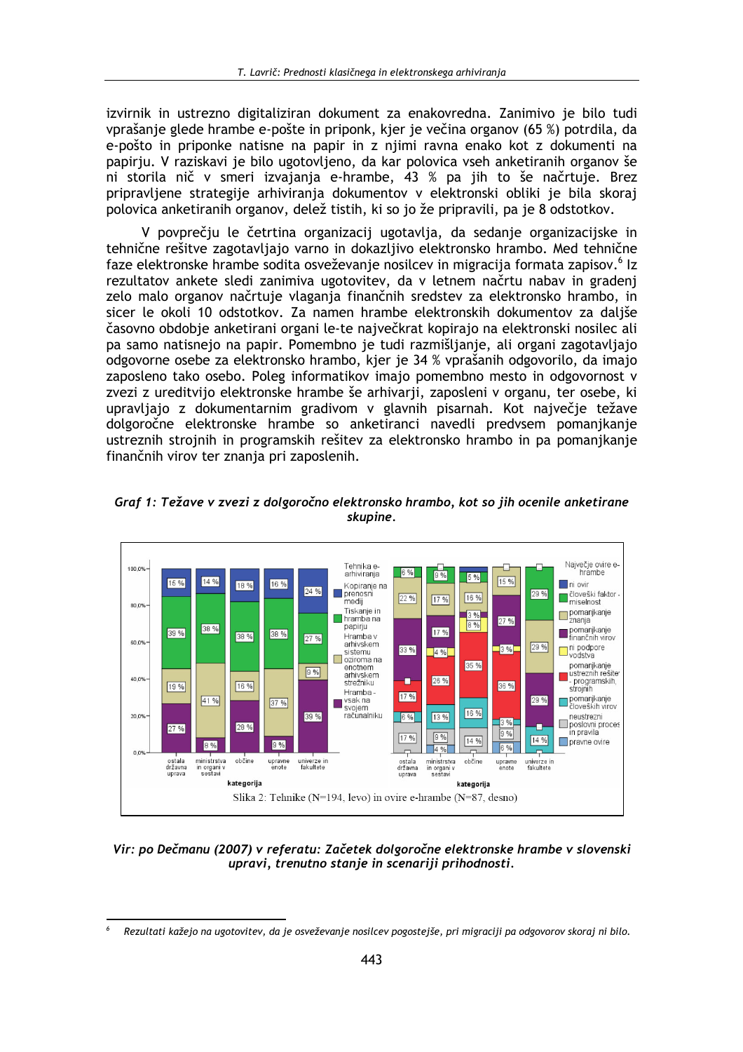izvirnik in ustrezno digitaliziran dokument za enakovredna. Zanimivo je bilo tudi vprašanje glede hrambe e-pošte in priponk, kjer je večina organov (65 %) potrdila, da e-pošto in priponke natisne na papir in z njimi ravna enako kot z dokumenti na papirju. V raziskavi je bilo ugotovljeno, da kar polovica vseh anketiranih organov še ni storila nič v smeri izvajanja e-hrambe, 43 % pa jih to še načrtuje. Brez pripravljene strategije arhiviranja dokumentov v elektronski obliki je bila skoraj polovica anketiranih organov, delež tistih, ki so jo že pripravili, pa je 8 odstotkov.

V povprečju le četrtina organizacij ugotavlja, da sedanje organizacijske in tehnične rešitve zagotavljajo varno in dokazljivo elektronsko hrambo. Med tehnične faze elektronske hrambe sodita osveževanje nosilcev in migracija formata zapisov.[6] Iz rezultatov ankete sledi zanimiva ugotovitev, da v letnem načrtu nabav in gradenj zelo malo organov načrtuje vlaganja finančnih sredstev za elektronsko hrambo, in sicer le okoli 10 odstotkov. Za namen hrambe elektronskih dokumentov za daljše časovno obdobje anketirani organi le-te največkrat kopirajo na elektronski nosilec ali pa samo natisnejo na papir. Pomembno je tudi razmišljanje, ali organi zagotavljajo odgovorne osebe za elektronsko hrambo, kjer je 34 % vprašanih odgovorilo, da imajo zaposleno tako osebo. Poleg informatikov imajo pomembno mesto in odgovornost v zvezi z ureditvijo elektronske hrambe še arhivarji, zaposleni v organu, ter osebe, ki upravljajo z dokumentarnim gradivom v glavnih pisarnah. Kot največje težave dolgoročne elektronske hrambe so anketiranci navedli predvsem pomanjkanje ustreznih strojnih in programskih rešitev za elektronsko hrambo in pa pomanjkanje finančnih virov ter znanja pri zaposlenih.

***Graf 1: Težave v zvezi z dolgoročno elektronsko hrambo, kot so jih ocenile anketirane skupine.***

Slika 2: Tehnike (N=194, levo) in ovire e-hrambe (N=87, desno)

***Vir: po Dečmanu (2007) v referatu: Začetek dolgoročne elektronske hrambe v slovenski upravi, trenutno stanje in scenariji prihodnosti.***

---

[6] *Rezultati kažejo na ugotovitev, da je osveževanje nosilcev pogostejše, pri migraciji pa odgovorov skoraj ni bilo.*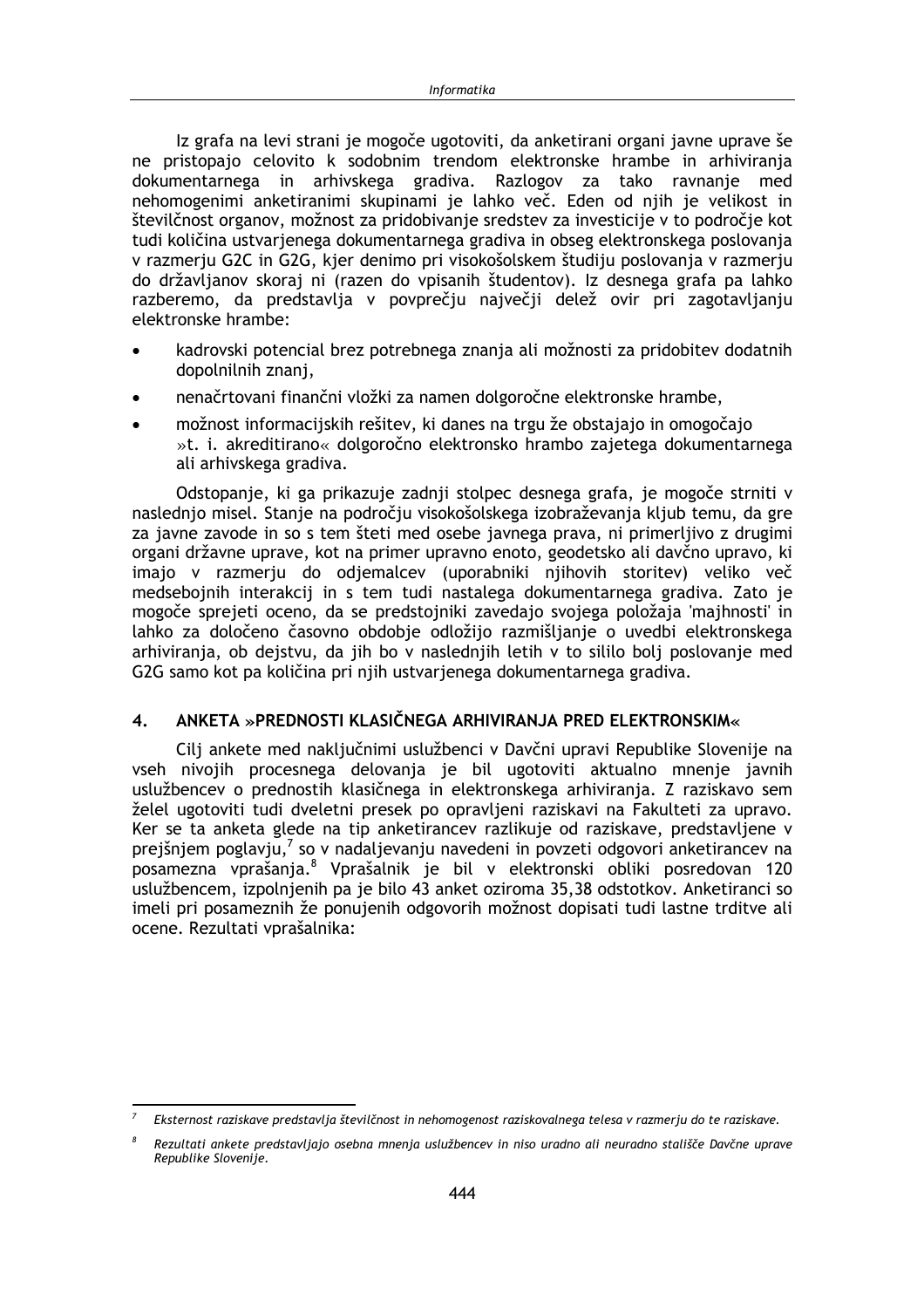Iz grafa na levi strani je mogoče ugotoviti, da anketirani organi javne uprave še ne pristopajo celovito k sodobnim trendom elektronske hrambe in arhiviranja dokumentarnega in arhivskega gradiva. Razlogov za tako ravnanje med nehomogenimi anketiranimi skupinami je lahko več. Eden od njih je velikost in številčnost organov, možnost za pridobivanje sredstev za investicije v to področje kot tudi količina ustvarjenega dokumentarnega gradiva in obseg elektronskega poslovanja v razmerju G2C in G2G, kjer denimo pri visokošolskem študiju poslovanja v razmerju do državljanov skoraj ni (razen do vpisanih študentov). Iz desnega grafa pa lahko razberemo, da predstavlja v povprečju največji delež ovir pri zagotavljanju elektronske hrambe:

- kadrovski potencial brez potrebnega znanja ali možnosti za pridobitev dodatnih dopolnilnih znanj,
- nenačrtovani finančni vložki za namen dolgoročne elektronske hrambe,
- možnost informacijskih rešitev, ki danes na trgu že obstajajo in omogočajo »t. i. akreditirano« dolgoročno elektronsko hrambo zajetega dokumentarnega ali arhivskega gradiva.

Odstopanje, ki ga prikazuje zadnji stolpec desnega grafa, je mogoče strniti v naslednjo misel. Stanje na področju visokošolskega izobraževanja kljub temu, da gre za javne zavode in so s tem šteti med osebe javnega prava, ni primerljivo z drugimi organi državne uprave, kot na primer upravno enoto, geodetsko ali davčno upravo, ki imajo v razmerju do odjemalcev (uporabniki njihovih storitev) veliko več medsebojnih interakcij in s tem tudi nastalega dokumentarnega gradiva. Zato je mogoče sprejeti oceno, da se predstojniki zavedajo svojega položaja 'majhnosti' in lahko za določeno časovno obdobje odložijo razmišljanje o uvedbi elektronskega arhiviranja, ob dejstvu, da jih bo v naslednjih letih v to sililo bolj poslovanje med G2G samo kot pa količina pri njih ustvarjenega dokumentarnega gradiva.

## 4. ANKETA »PREDNOSTI KLASIČNEGA ARHIVIRANJA PRED ELEKTRONSKIM«

Cilj ankete med naključnimi uslužbenci v Davčni upravi Republike Slovenije na vseh nivojih procesnega delovanja je bil ugotoviti aktualno mnenje javnih uslužbencev o prednostih klasičnega in elektronskega arhiviranja. Z raziskavo sem želel ugotoviti tudi dveletni presek po opravljeni raziskavi na Fakulteti za upravo. Ker se ta anketa glede na tip anketirancev razlikuje od raziskave, predstavljene v prejšnjem poglavju,[7] so v nadaljevanju navedeni in povzeti odgovori anketirancev na posamezna vprašanja.[8] Vprašalnik je bil v elektronski obliki posredovan 120 uslužbencem, izpolnjenih pa je bilo 43 anket oziroma 35,38 odstotkov. Anketiranci so imeli pri posameznih že ponujenih odgovorih možnost dopisati tudi lastne trditve ali ocene. Rezultati vprašalnika:

---

[7] *Eksternost raziskave predstavlja številčnost in nehomogenost raziskovalnega telesa v razmerju do te raziskave.*

[8] *Rezultati ankete predstavljajo osebna mnenja uslužbencev in niso uradno ali neuradno stališče Davčne uprave Republike Slovenije.*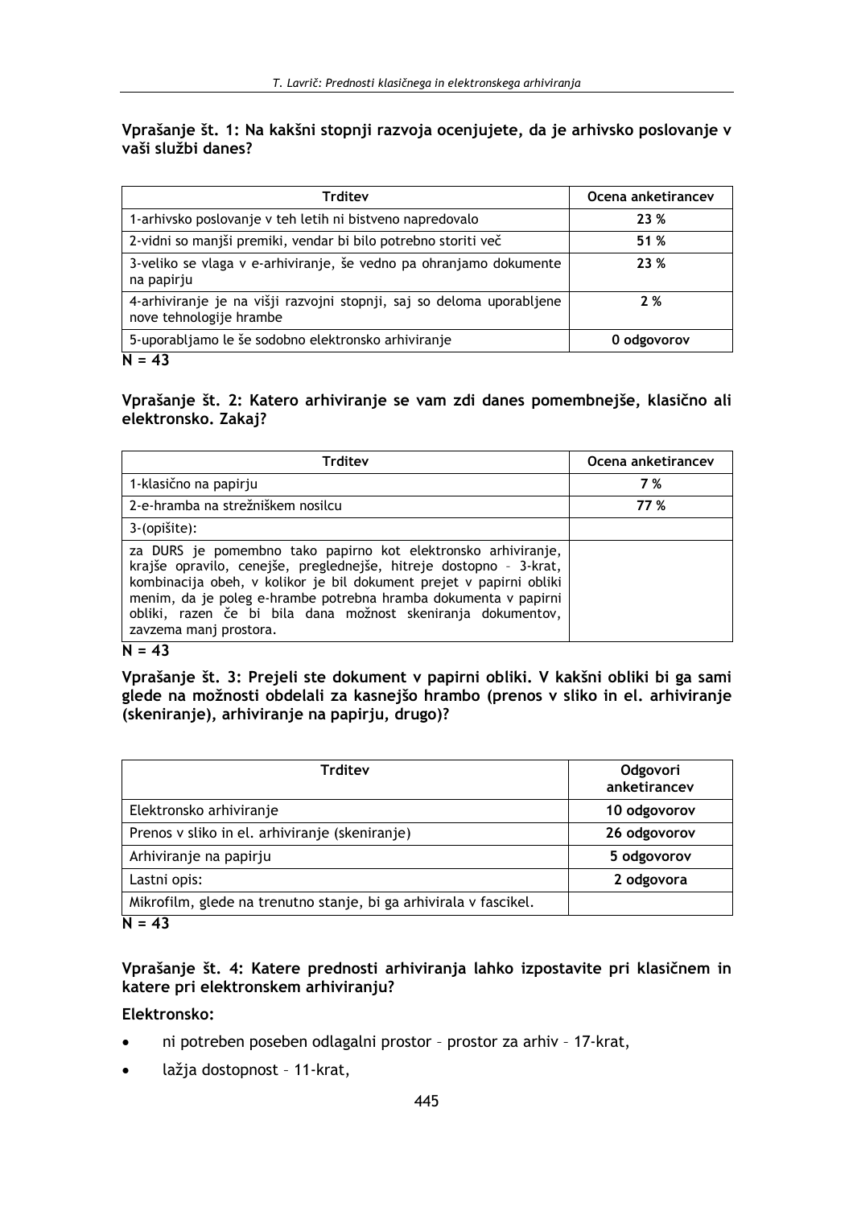**Vprašanje št. 1: Na kakšni stopnji razvoja ocenjujete, da je arhivsko poslovanje v vaši službi danes?**

| Trditev | Ocena anketirancev |
|---|---|
| 1-arhivsko poslovanje v teh letih ni bistveno napredovalo | **23 %** |
| 2-vidni so manjši premiki, vendar bi bilo potrebno storiti več | **51 %** |
| 3-veliko se vlaga v e-arhiviranje, še vedno pa ohranjamo dokumente na papirju | **23 %** |
| 4-arhiviranje je na višji razvojni stopnji, saj so deloma uporabljene nove tehnologije hrambe | **2 %** |
| 5-uporabljamo le še sodobno elektronsko arhiviranje | **0 odgovorov** |

**N = 43**

**Vprašanje št. 2: Katero arhiviranje se vam zdi danes pomembnejše, klasično ali elektronsko. Zakaj?**

| Trditev | Ocena anketirancev |
|---|---|
| 1-klasično na papirju | **7 %** |
| 2-e-hramba na strežniškem nosilcu | **77 %** |
| 3-(opišite): | |
| za DURS je pomembno tako papirno kot elektronsko arhiviranje, krajše opravilo, cenejše, preglednejše, hitreje dostopno – 3-krat, kombinacija obeh, v kolikor je bil dokument prejet v papirni obliki menim, da je poleg e-hrambe potrebna hramba dokumenta v papirni obliki, razen če bi bila dana možnost skeniranja dokumentov, zavzema manj prostora. | |

**N = 43**

**Vprašanje št. 3: Prejeli ste dokument v papirni obliki. V kakšni obliki bi ga sami glede na možnosti obdelali za kasnejšo hrambo (prenos v sliko in el. arhiviranje (skeniranje), arhiviranje na papirju, drugo)?**

| Trditev | Odgovori anketirancev |
|---|---|
| Elektronsko arhiviranje | **10 odgovorov** |
| Prenos v sliko in el. arhiviranje (skeniranje) | **26 odgovorov** |
| Arhiviranje na papirju | **5 odgovorov** |
| Lastni opis: | **2 odgovora** |
| Mikrofilm, glede na trenutno stanje, bi ga arhivirala v fascikel. | |

**N = 43**

**Vprašanje št. 4: Katere prednosti arhiviranja lahko izpostavite pri klasičnem in katere pri elektronskem arhiviranju?**

**Elektronsko:**

- ni potreben poseben odlagalni prostor – prostor za arhiv – 17-krat,
- lažja dostopnost – 11-krat,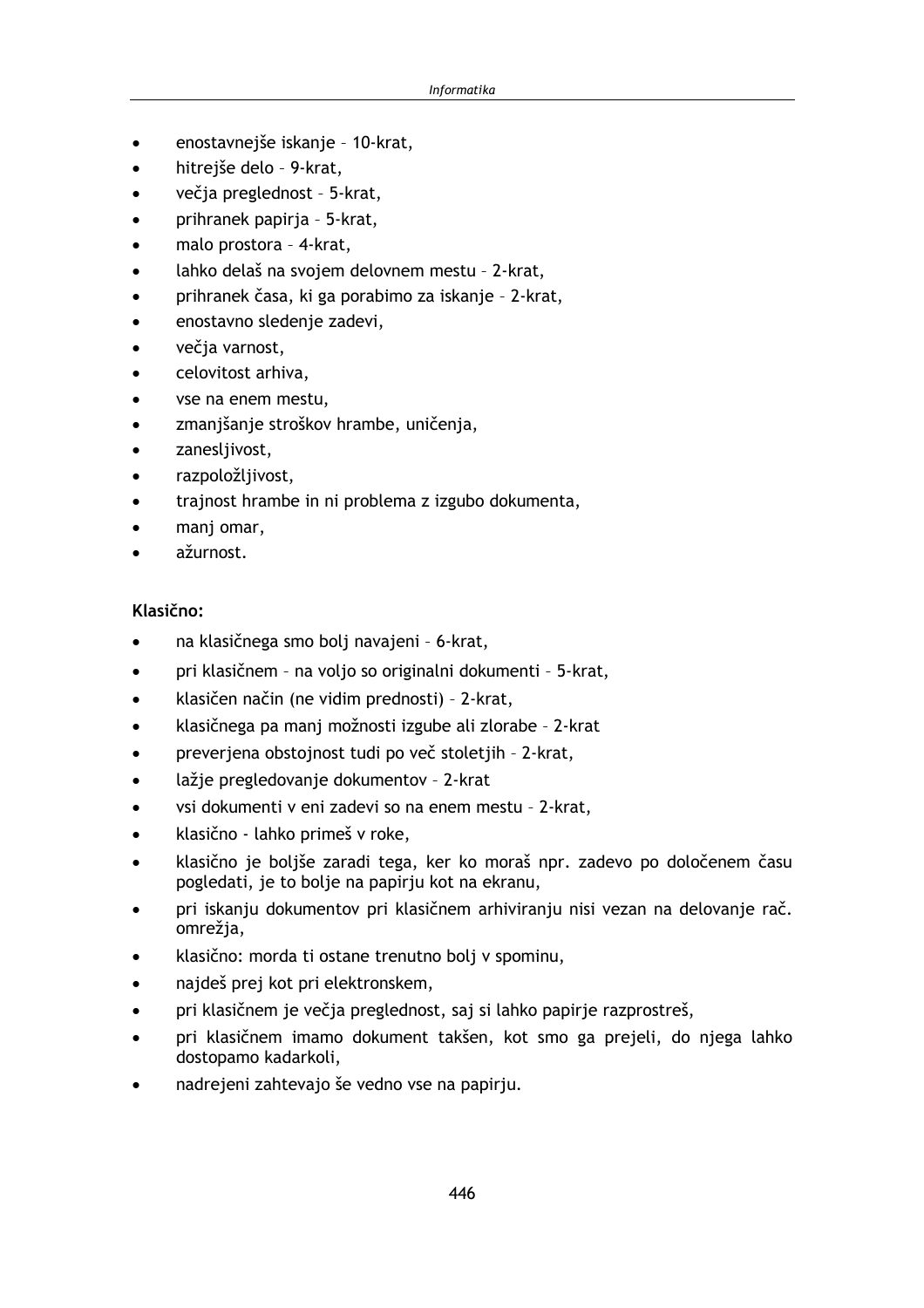- enostavnejše iskanje – 10-krat,
- hitrejše delo – 9-krat,
- večja preglednost – 5-krat,
- prihranek papirja – 5-krat,
- malo prostora – 4-krat,
- lahko delaš na svojem delovnem mestu – 2-krat,
- prihranek časa, ki ga porabimo za iskanje – 2-krat,
- enostavno sledenje zadevi,
- večja varnost,
- celovitost arhiva,
- vse na enem mestu,
- zmanjšanje stroškov hrambe, uničenja,
- zanesljivost,
- razpoložljivost,
- trajnost hrambe in ni problema z izgubo dokumenta,
- manj omar,
- ažurnost.

**Klasično:**

- na klasičnega smo bolj navajeni – 6-krat,
- pri klasičnem – na voljo so originalni dokumenti – 5-krat,
- klasičen način (ne vidim prednosti) – 2-krat,
- klasičnega pa manj možnosti izgube ali zlorabe – 2-krat
- preverjena obstojnost tudi po več stoletjih – 2-krat,
- lažje pregledovanje dokumentov – 2-krat
- vsi dokumenti v eni zadevi so na enem mestu – 2-krat,
- klasično - lahko primeš v roke,
- klasično je boljše zaradi tega, ker ko moraš npr. zadevo po določenem času pogledati, je to bolje na papirju kot na ekranu,
- pri iskanju dokumentov pri klasičnem arhiviranju nisi vezan na delovanje rač. omrežja,
- klasično: morda ti ostane trenutno bolj v spominu,
- najdeš prej kot pri elektronskem,
- pri klasičnem je večja preglednost, saj si lahko papirje razprostreš,
- pri klasičnem imamo dokument takšen, kot smo ga prejeli, do njega lahko dostopamo kadarkoli,
- nadrejeni zahtevajo še vedno vse na papirju.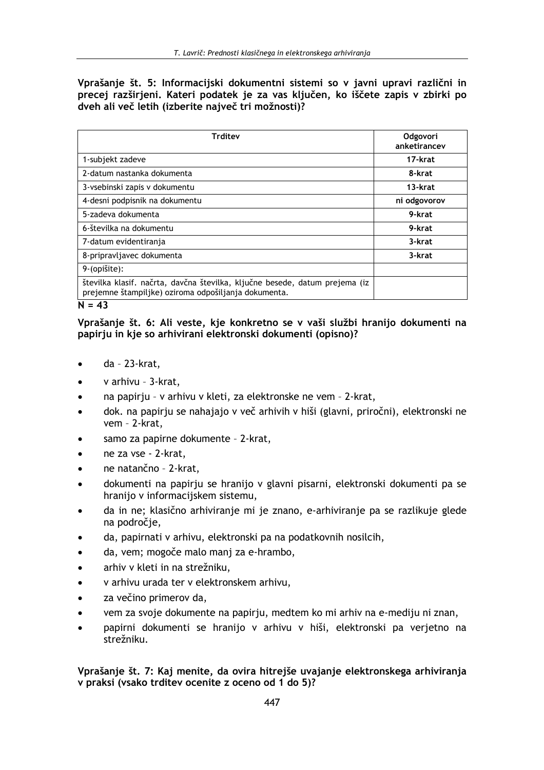**Vprašanje št. 5: Informacijski dokumentni sistemi so v javni upravi različni in precej razširjeni. Kateri podatek je za vas ključen, ko iščete zapis v zbirki po dveh ali več letih (izberite največ tri možnosti)?**

| Trditev | Odgovori anketirancev |
|---|---|
| 1-subjekt zadeve | **17-krat** |
| 2-datum nastanka dokumenta | **8-krat** |
| 3-vsebinski zapis v dokumentu | **13-krat** |
| 4-desni podpisnik na dokumentu | **ni odgovorov** |
| 5-zadeva dokumenta | **9-krat** |
| 6-številka na dokumentu | **9-krat** |
| 7-datum evidentiranja | **3-krat** |
| 8-pripravljavec dokumenta | **3-krat** |
| 9-(opišite): | |
| številka klasif. načrta, davčna številka, ključne besede, datum prejema (iz prejemne štampiljke) oziroma odpošiljanja dokumenta. | |

**N = 43**

**Vprašanje št. 6: Ali veste, kje konkretno se v vaši službi hranijo dokumenti na papirju in kje so arhivirani elektronski dokumenti (opisno)?**

- da – 23-krat,
- v arhivu – 3-krat,
- na papirju – v arhivu v kleti, za elektronske ne vem – 2-krat,
- dok. na papirju se nahajajo v več arhivih v hiši (glavni, priročni), elektronski ne vem – 2-krat,
- samo za papirne dokumente – 2-krat,
- ne za vse - 2-krat,
- ne natančno – 2-krat,
- dokumenti na papirju se hranijo v glavni pisarni, elektronski dokumenti pa se hranijo v informacijskem sistemu,
- da in ne; klasično arhiviranje mi je znano, e-arhiviranje pa se razlikuje glede na področje,
- da, papirnati v arhivu, elektronski pa na podatkovnih nosilcih,
- da, vem; mogoče malo manj za e-hrambo,
- arhiv v kleti in na strežniku,
- v arhivu urada ter v elektronskem arhivu,
- za večino primerov da,
- vem za svoje dokumente na papirju, medtem ko mi arhiv na e-mediju ni znan,
- papirni dokumenti se hranijo v arhivu v hiši, elektronski pa verjetno na strežniku.

**Vprašanje št. 7: Kaj menite, da ovira hitrejše uvajanje elektronskega arhiviranja v praksi (vsako trditev ocenite z oceno od 1 do 5)?**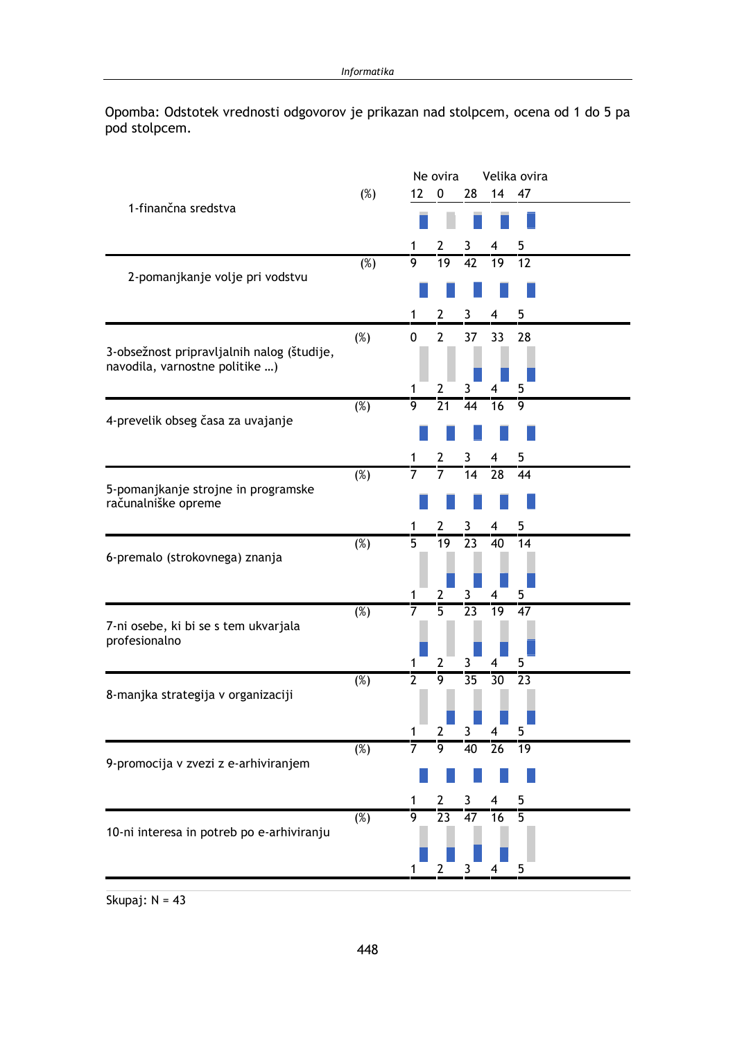Opomba: Odstotek vrednosti odgovorov je prikazan nad stolpcem, ocena od 1 do 5 pa pod stolpcem.

| | | Ne ovira | | | | Velika ovira |
|---|---|---|---|---|---|---|
| | | 1 | 2 | 3 | 4 | 5 |
| 1-finančna sredstva | (%) | 12 | 0 | 28 | 14 | 47 |
| 2-pomanjkanje volje pri vodstvu | (%) | 9 | 19 | 42 | 19 | 12 |
| 3-obsežnost pripravljalnih nalog (študije, navodila, varnostne politike …) | (%) | 0 | 2 | 37 | 33 | 28 |
| 4-prevelik obseg časa za uvajanje | (%) | 9 | 21 | 44 | 16 | 9 |
| 5-pomanjkanje strojne in programske računalniške opreme | (%) | 7 | 7 | 14 | 28 | 44 |
| 6-premalo (strokovnega) znanja | (%) | 5 | 19 | 23 | 40 | 14 |
| 7-ni osebe, ki bi se s tem ukvarjala profesionalno | (%) | 7 | 5 | 23 | 19 | 47 |
| 8-manjka strategija v organizaciji | (%) | 2 | 9 | 35 | 30 | 23 |
| 9-promocija v zvezi z e-arhiviranjem | (%) | 7 | 9 | 40 | 26 | 19 |
| 10-ni interesa in potreb po e-arhiviranju | (%) | 9 | 23 | 47 | 16 | 5 |

Skupaj: N = 43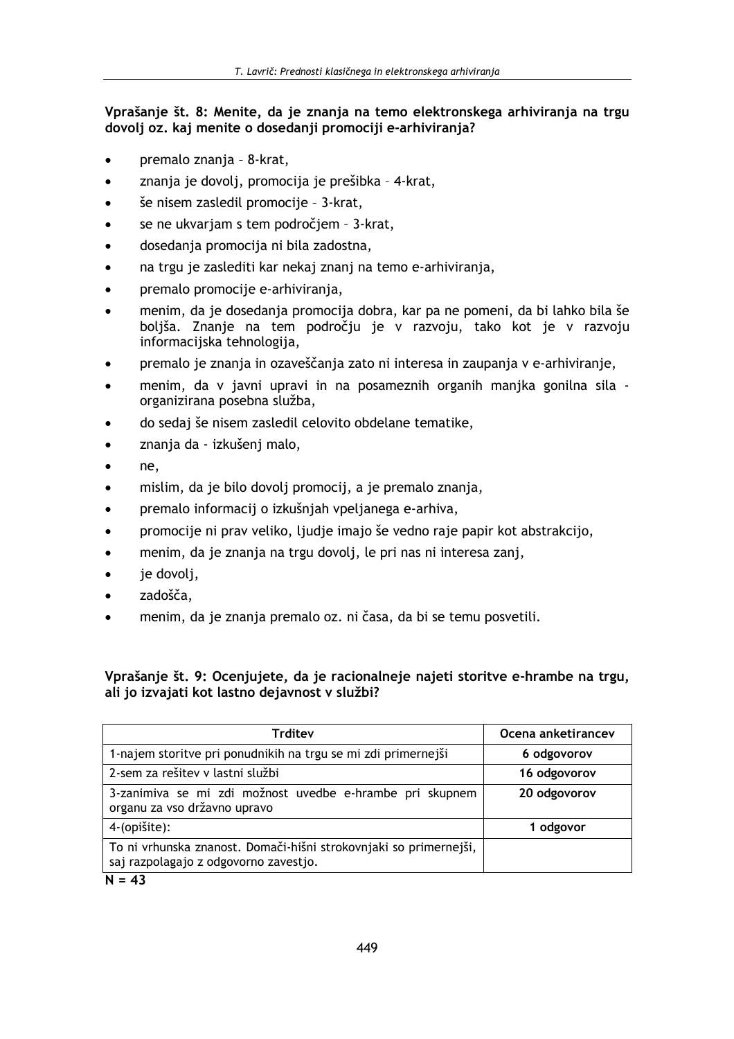**Vprašanje št. 8: Menite, da je znanja na temo elektronskega arhiviranja na trgu dovolj oz. kaj menite o dosedanji promociji e-arhiviranja?**

- premalo znanja – 8-krat,
- znanja je dovolj, promocija je prešibka – 4-krat,
- še nisem zasledil promocije – 3-krat,
- se ne ukvarjam s tem področjem – 3-krat,
- dosedanja promocija ni bila zadostna,
- na trgu je zaslediti kar nekaj znanj na temo e-arhiviranja,
- premalo promocije e-arhiviranja,
- menim, da je dosedanja promocija dobra, kar pa ne pomeni, da bi lahko bila še boljša. Znanje na tem področju je v razvoju, tako kot je v razvoju informacijska tehnologija,
- premalo je znanja in ozaveščanja zato ni interesa in zaupanja v e-arhiviranje,
- menim, da v javni upravi in na posameznih organih manjka gonilna sila - organizirana posebna služba,
- do sedaj še nisem zasledil celovito obdelane tematike,
- znanja da - izkušenj malo,
- ne,
- mislim, da je bilo dovolj promocij, a je premalo znanja,
- premalo informacij o izkušnjah vpeljanega e-arhiva,
- promocije ni prav veliko, ljudje imajo še vedno raje papir kot abstrakcijo,
- menim, da je znanja na trgu dovolj, le pri nas ni interesa zanj,
- je dovolj,
- zadošča,
- menim, da je znanja premalo oz. ni časa, da bi se temu posvetili.

**Vprašanje št. 9: Ocenjujete, da je racionalneje najeti storitve e-hrambe na trgu, ali jo izvajati kot lastno dejavnost v službi?**

| Trditev | Ocena anketirancev |
|---|---|
| 1-najem storitve pri ponudnikih na trgu se mi zdi primernejši | **6 odgovorov** |
| 2-sem za rešitev v lastni službi | **16 odgovorov** |
| 3-zanimiva se mi zdi možnost uvedbe e-hrambe pri skupnem organu za vso državno upravo | **20 odgovorov** |
| 4-(opišite): | **1 odgovor** |
| To ni vrhunska znanost. Domači-hišni strokovnjaki so primernejši, saj razpolagajo z odgovorno zavestjo. | |

**N = 43**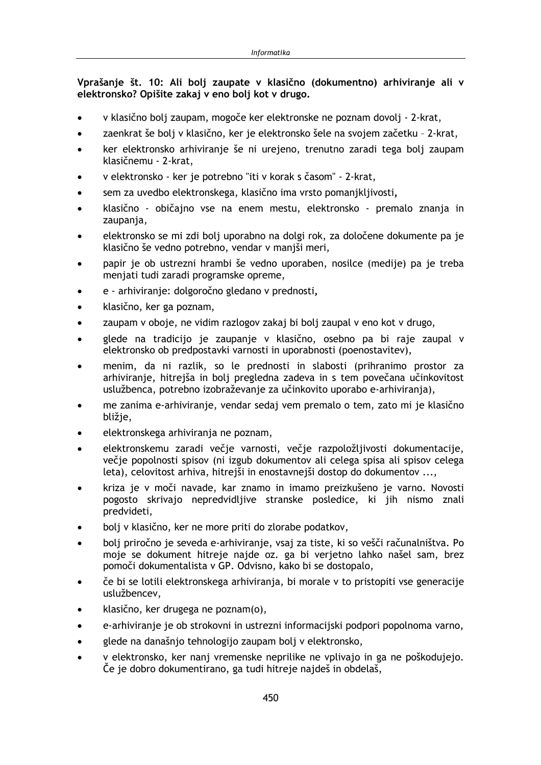**Vprašanje št. 10: Ali bolj zaupate v klasično (dokumentno) arhiviranje ali v elektronsko? Opišite zakaj v eno bolj kot v drugo.**

- v klasično bolj zaupam, mogoče ker elektronske ne poznam dovolj - 2-krat,
- zaenkrat še bolj v klasično, ker je elektronsko šele na svojem začetku – 2-krat,
- ker elektronsko arhiviranje še ni urejeno, trenutno zaradi tega bolj zaupam klasičnemu - 2-krat,
- v elektronsko - ker je potrebno "iti v korak s časom" - 2-krat,
- sem za uvedbo elektronskega, klasično ima vrsto pomanjkljivosti,
- klasično - običajno vse na enem mestu, elektronsko - premalo znanja in zaupanja,
- elektronsko se mi zdi bolj uporabno na dolgi rok, za določene dokumente pa je klasično še vedno potrebno, vendar v manjši meri,
- papir je ob ustrezni hrambi še vedno uporaben, nosilce (medije) pa je treba menjati tudi zaradi programske opreme,
- e - arhiviranje: dolgoročno gledano v prednosti,
- klasično, ker ga poznam,
- zaupam v oboje, ne vidim razlogov zakaj bi bolj zaupal v eno kot v drugo,
- glede na tradicijo je zaupanje v klasično, osebno pa bi raje zaupal v elektronsko ob predpostavki varnosti in uporabnosti (poenostavitev),
- menim, da ni razlik, so le prednosti in slabosti (prihranimo prostor za arhiviranje, hitrejša in bolj pregledna zadeva in s tem povečana učinkovitost uslužbenca, potrebno izobraževanje za učinkovito uporabo e-arhiviranja),
- me zanima e-arhiviranje, vendar sedaj vem premalo o tem, zato mi je klasično bližje,
- elektronskega arhiviranja ne poznam,
- elektronskemu zaradi večje varnosti, večje razpoložljivosti dokumentacije, večje popolnosti spisov (ni izgub dokumentov ali celega spisa ali spisov celega leta), celovitost arhiva, hitrejši in enostavnejši dostop do dokumentov ...,
- kriza je v moči navade, kar znamo in imamo preizkušeno je varno. Novosti pogosto skrivajo nepredvidljive stranske posledice, ki jih nismo znali predvideti,
- bolj v klasično, ker ne more priti do zlorabe podatkov,
- bolj priročno je seveda e-arhiviranje, vsaj za tiste, ki so vešči računalništva. Po moje se dokument hitreje najde oz. ga bi verjetno lahko našel sam, brez pomoči dokumentalista v GP. Odvisno, kako bi se dostopalo,
- če bi se lotili elektronskega arhiviranja, bi morale v to pristopiti vse generacije uslužbencev,
- klasično, ker drugega ne poznam(o),
- e-arhiviranje je ob strokovni in ustrezni informacijski podpori popolnoma varno,
- glede na današnjo tehnologijo zaupam bolj v elektronsko,
- v elektronsko, ker nanj vremenske neprilike ne vplivajo in ga ne poškodujejo. Če je dobro dokumentirano, ga tudi hitreje najdeš in obdelaš,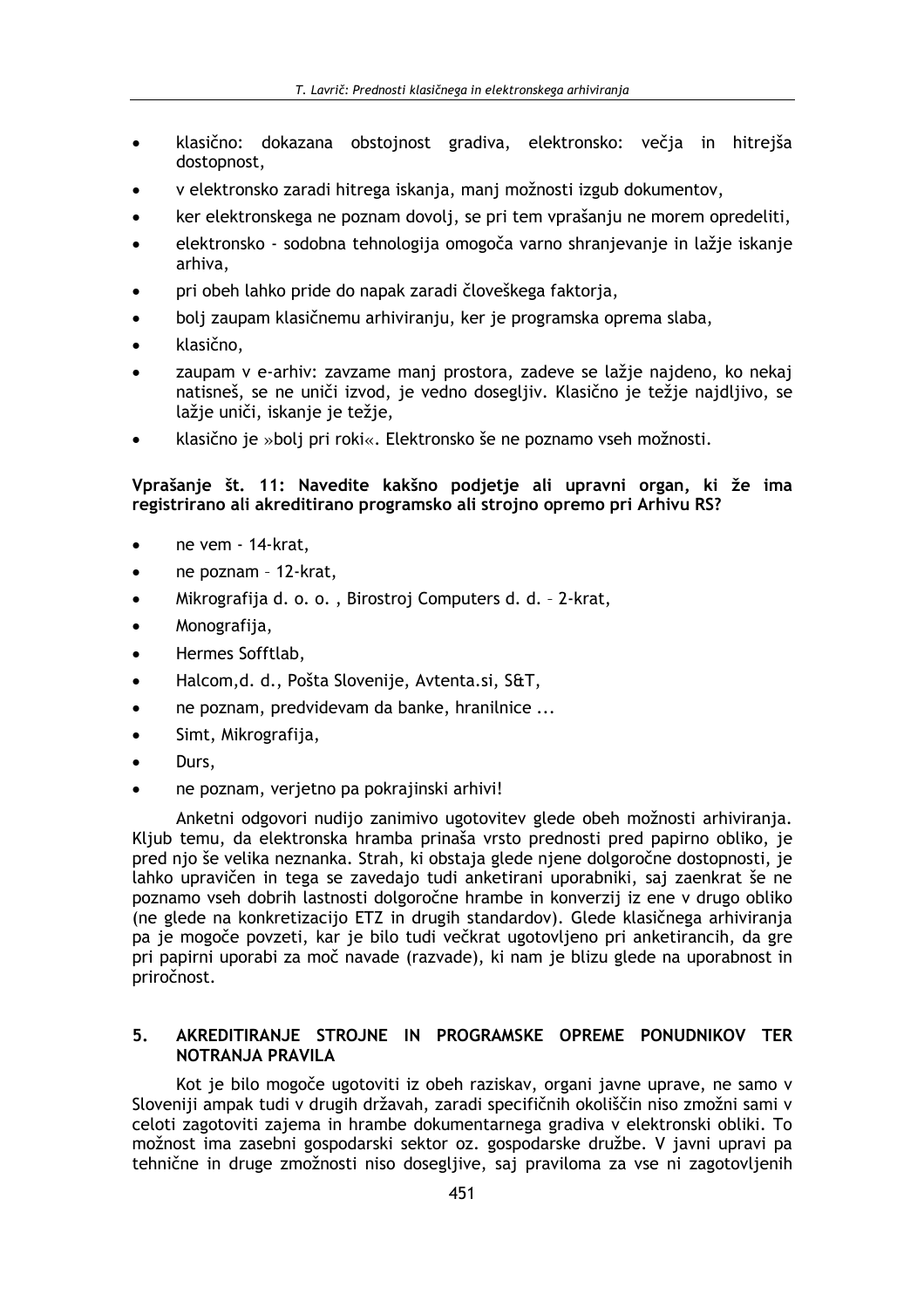- klasično: dokazana obstojnost gradiva, elektronsko: večja in hitrejša dostopnost,
- v elektronsko zaradi hitrega iskanja, manj možnosti izgub dokumentov,
- ker elektronskega ne poznam dovolj, se pri tem vprašanju ne morem opredeliti,
- elektronsko - sodobna tehnologija omogoča varno shranjevanje in lažje iskanje arhiva,
- pri obeh lahko pride do napak zaradi človeškega faktorja,
- bolj zaupam klasičnemu arhiviranju, ker je programska oprema slaba,
- klasično,
- zaupam v e-arhiv: zavzame manj prostora, zadeve se lažje najdeno, ko nekaj natisneš, se ne uniči izvod, je vedno dosegljiv. Klasično je težje najdljivo, se lažje uniči, iskanje je težje,
- klasično je »bolj pri roki«. Elektronsko še ne poznamo vseh možnosti.

**Vprašanje št. 11: Navedite kakšno podjetje ali upravni organ, ki že ima registrirano ali akreditirano programsko ali strojno opremo pri Arhivu RS?**

- ne vem - 14-krat,
- ne poznam – 12-krat,
- Mikrografija d. o. o. , Birostroj Computers d. d. – 2-krat,
- Monografija,
- Hermes Sofftlab,
- Halcom,d. d., Pošta Slovenije, Avtenta.si, S&T,
- ne poznam, predvidevam da banke, hranilnice ...
- Simt, Mikrografija,
- Durs,
- ne poznam, verjetno pa pokrajinski arhivi!

Anketni odgovori nudijo zanimivo ugotovitev glede obeh možnosti arhiviranja. Kljub temu, da elektronska hramba prinaša vrsto prednosti pred papirno obliko, je pred njo še velika neznanka. Strah, ki obstaja glede njene dolgoročne dostopnosti, je lahko upravičen in tega se zavedajo tudi anketirani uporabniki, saj zaenkrat še ne poznamo vseh dobrih lastnosti dolgoročne hrambe in konverzij iz ene v drugo obliko (ne glede na konkretizacijo ETZ in drugih standardov). Glede klasičnega arhiviranja pa je mogoče povzeti, kar je bilo tudi večkrat ugotovljeno pri anketirancih, da gre pri papirni uporabi za moč navade (razvade), ki nam je blizu glede na uporabnost in priročnost.

## 5. AKREDITIRANJE STROJNE IN PROGRAMSKE OPREME PONUDNIKOV TER NOTRANJA PRAVILA

Kot je bilo mogoče ugotoviti iz obeh raziskav, organi javne uprave, ne samo v Sloveniji ampak tudi v drugih državah, zaradi specifičnih okoliščin niso zmožni sami v celoti zagotoviti zajema in hrambe dokumentarnega gradiva v elektronski obliki. To možnost ima zasebni gospodarski sektor oz. gospodarske družbe. V javni upravi pa tehnične in druge zmožnosti niso dosegljive, saj praviloma za vse ni zagotovljenih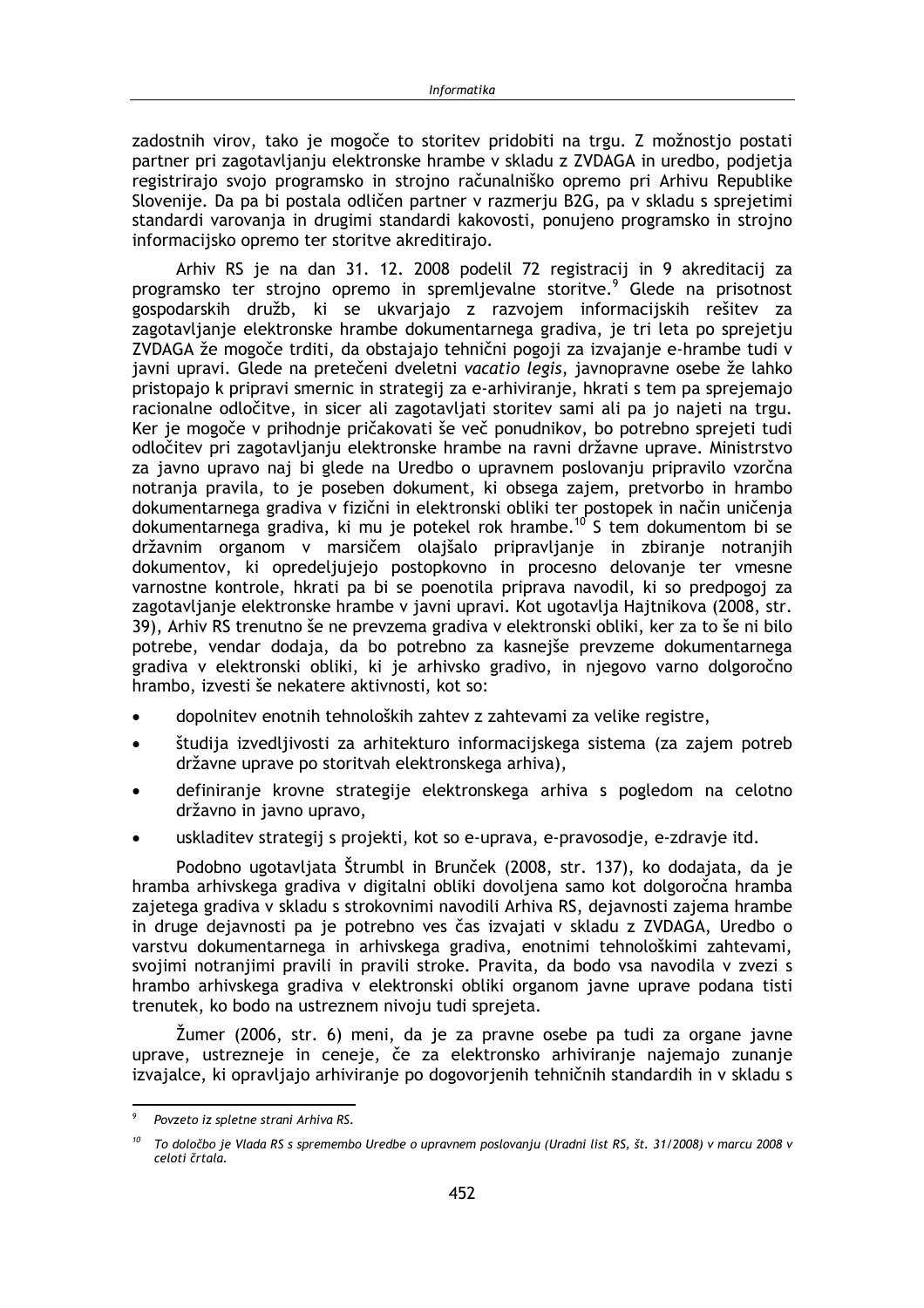zadostnih virov, tako je mogoče to storitev pridobiti na trgu. Z možnostjo postati partner pri zagotavljanju elektronske hrambe v skladu z ZVDAGA in uredbo, podjetja registrirajo svojo programsko in strojno računalniško opremo pri Arhivu Republike Slovenije. Da pa bi postala odličen partner v razmerju B2G, pa v skladu s sprejetimi standardi varovanja in drugimi standardi kakovosti, ponujeno programsko in strojno informacijsko opremo ter storitve akreditirajo.

Arhiv RS je na dan 31. 12. 2008 podelil 72 registracij in 9 akreditacij za programsko ter strojno opremo in spremljevalne storitve.[9] Glede na prisotnost gospodarskih družb, ki se ukvarjajo z razvojem informacijskih rešitev za zagotavljanje elektronske hrambe dokumentarnega gradiva, je tri leta po sprejetju ZVDAGA že mogoče trditi, da obstajajo tehnični pogoji za izvajanje e-hrambe tudi v javni upravi. Glede na pretečeni dveletni *vacatio legis*, javnopravne osebe že lahko pristopajo k pripravi smernic in strategij za e-arhiviranje, hkrati s tem pa sprejemajo racionalne odločitve, in sicer ali zagotavljati storitev sami ali pa jo najeti na trgu. Ker je mogoče v prihodnje pričakovati še več ponudnikov, bo potrebno sprejeti tudi odločitev pri zagotavljanju elektronske hrambe na ravni državne uprave. Ministrstvo za javno upravo naj bi glede na Uredbo o upravnem poslovanju pripravilo vzorčna notranja pravila, to je poseben dokument, ki obsega zajem, pretvorbo in hrambo dokumentarnega gradiva v fizični in elektronski obliki ter postopek in način uničenja dokumentarnega gradiva, ki mu je potekel rok hrambe.[10] S tem dokumentom bi se državnim organom v marsičem olajšalo pripravljanje in zbiranje notranjih dokumentov, ki opredeljujejo postopkovno in procesno delovanje ter vmesne varnostne kontrole, hkrati pa bi se poenotila priprava navodil, ki so predpogoj za zagotavljanje elektronske hrambe v javni upravi. Kot ugotavlja Hajtnikova (2008, str. 39), Arhiv RS trenutno še ne prevzema gradiva v elektronski obliki, ker za to še ni bilo potrebe, vendar dodaja, da bo potrebno za kasnejše prevzeme dokumentarnega gradiva v elektronski obliki, ki je arhivsko gradivo, in njegovo varno dolgoročno hrambo, izvesti še nekatere aktivnosti, kot so:

- dopolnitev enotnih tehnoloških zahtev z zahtevami za velike registre,
- študija izvedljivosti za arhitekturo informacijskega sistema (za zajem potreb državne uprave po storitvah elektronskega arhiva),
- definiranje krovne strategije elektronskega arhiva s pogledom na celotno državno in javno upravo,
- uskladitev strategij s projekti, kot so e-uprava, e-pravosodje, e-zdravje itd.

Podobno ugotavljata Štrumbl in Brunček (2008, str. 137), ko dodajata, da je hramba arhivskega gradiva v digitalni obliki dovoljena samo kot dolgoročna hramba zajetega gradiva v skladu s strokovnimi navodili Arhiva RS, dejavnosti zajema hrambe in druge dejavnosti pa je potrebno ves čas izvajati v skladu z ZVDAGA, Uredbo o varstvu dokumentarnega in arhivskega gradiva, enotnimi tehnološkimi zahtevami, svojimi notranjimi pravili in pravili stroke. Pravita, da bodo vsa navodila v zvezi s hrambo arhivskega gradiva v elektronski obliki organom javne uprave podana tisti trenutek, ko bodo na ustreznem nivoju tudi sprejeta.

Žumer (2006, str. 6) meni, da je za pravne osebe pa tudi za organe javne uprave, ustrezneje in ceneje, če za elektronsko arhiviranje najemajo zunanje izvajalce, ki opravljajo arhiviranje po dogovorjenih tehničnih standardih in v skladu s

---

[9] *Povzeto iz spletne strani Arhiva RS.*

[10] *To določbo je Vlada RS s spremembo Uredbe o upravnem poslovanju (Uradni list RS, št. 31/2008) v marcu 2008 v celoti črtala.*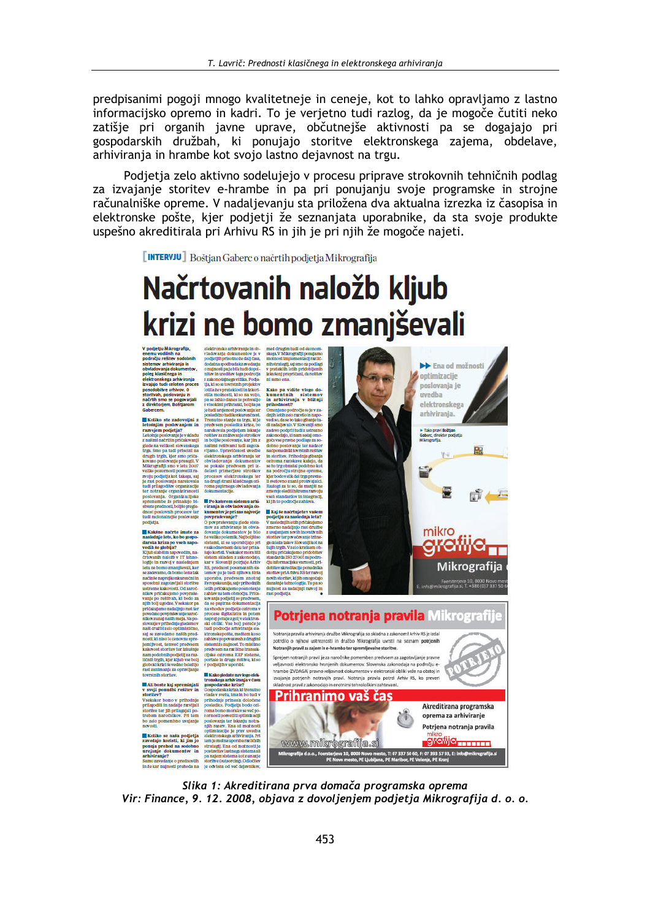predpisanimi pogoji mnogo kvalitetneje in ceneje, kot to lahko opravljamo z lastno informacijsko opremo in kadri. To je verjetno tudi razlog, da je mogoče čutiti neko zatišje pri organih javne uprave, občutnejše aktivnosti pa se dogajajo pri gospodarskih družbah, ki ponujajo storitve elektronskega zajema, obdelave, arhiviranja in hrambe kot svojo lastno dejavnost na trgu.

Podjetja zelo aktivno sodelujejo v procesu priprave strokovnih tehničnih podlag za izvajanje storitev e-hrambe in pa pri ponujanju svoje programske in strojne računalniške opreme. V nadaljevanju sta priložena dva aktualna izrezka iz časopisa in elektronske pošte, kjer podjetji že seznanjata uporabnike, da sta svoje produkte uspešno akreditirala pri Arhivu RS in jih je pri njih že mogoče najeti.

*Slika 1: Akreditirana prva domača programska oprema*
*Vir: Finance, 9. 12. 2008, objava z dovoljenjem podjetja Mikrografija d. o. o.*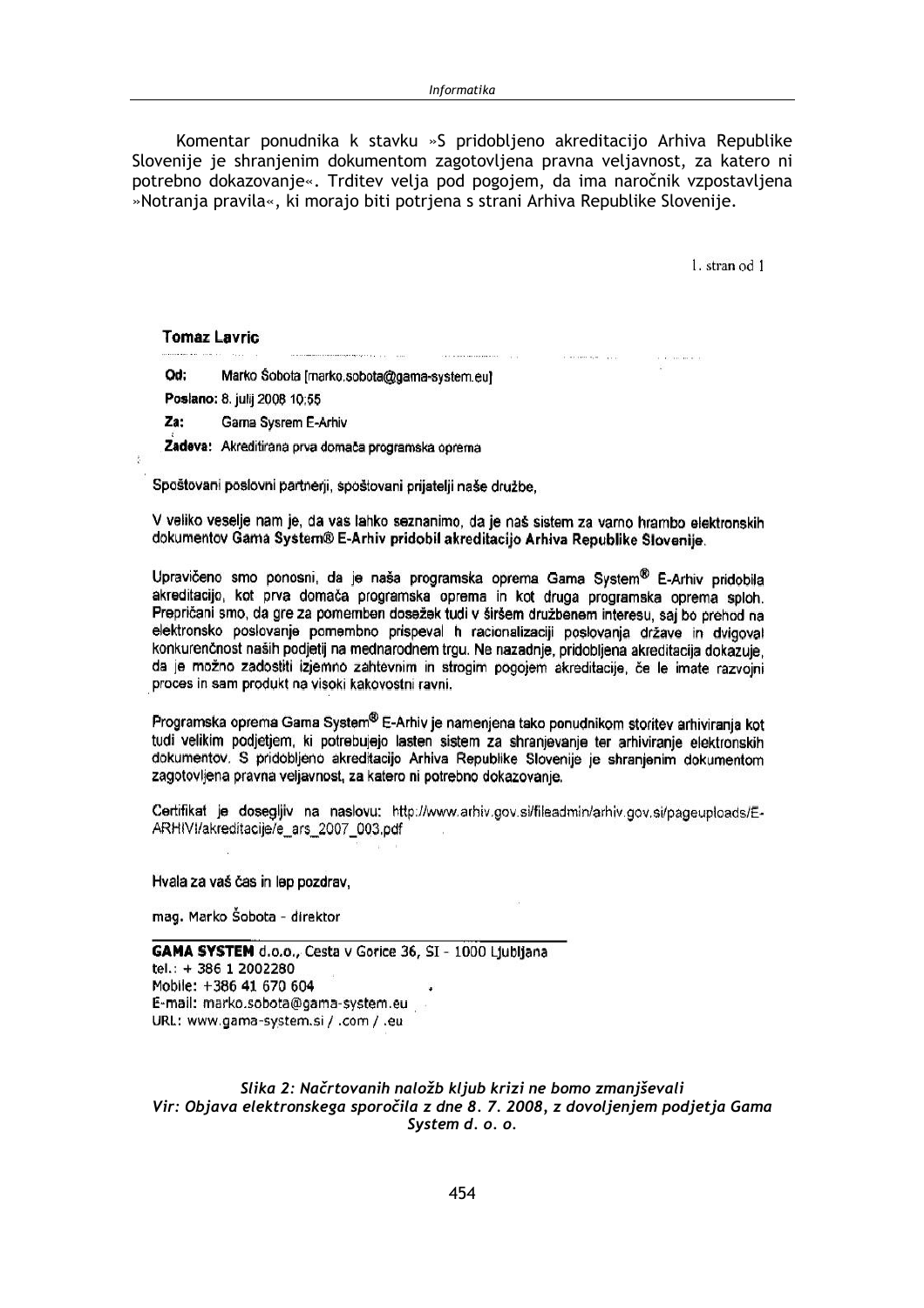Komentar ponudnika k stavku »S pridobljeno akreditacijo Arhiva Republike Slovenije je shranjenim dokumentom zagotovljena pravna veljavnost, za katero ni potrebno dokazovanje«. Trditev velja pod pogojem, da ima naročnik vzpostavljena »Notranja pravila«, ki morajo biti potrjena s strani Arhiva Republike Slovenije.

1. stran od 1

**Tomaz Lavric**

**Od:** Marko Šobota [marko.sobota@gama-system.eu]

**Poslano:** 8. julij 2008 10:55

**Za:** Gama Sysrem E-Arhiv

**Zadeva:** Akreditirana prva domača programska oprema

Spoštovani poslovni partnerji, spoštovani prijatelji naše družbe,

V veliko veselje nam je, da vas lahko seznanimo, da je naš sistem za varno hrambo elektronskih dokumentov **Gama System® E-Arhiv pridobil akreditacijo Arhiva Republike Slovenije**.

Upravičeno smo ponosni, da je naša programska oprema Gama System® E-Arhiv pridobila akreditacijo, kot prva domača programska oprema in kot druga programska oprema sploh. Prepričani smo, da gre za pomemben dosežek tudi v širšem družbenem interesu, saj bo prehod na elektronsko poslovanje pomembno prispeval h racionalizaciji poslovanja države in dvigoval konkurenčnost naših podjetij na mednarodnem trgu. Ne nazadnje, pridobljena akreditacija dokazuje, da je možno zadostiti izjemno zahtevnim in strogim pogojem akreditacije, če le imate razvojni proces in sam produkt na visoki kakovostni ravni.

Programska oprema Gama System® E-Arhiv je namenjena tako ponudnikom storitev arhiviranja kot tudi velikim podjetjem, ki potrebujejo lasten sistem za shranjevanje ter arhiviranje elektronskih dokumentov. S pridobljeno akreditacijo Arhiva Republike Slovenije je shranjenim dokumentom zagotovljena pravna veljavnost, za katero ni potrebno dokazovanje.

Certifikat je dosegljiv na naslovu: http://www.arhiv.gov.si/fileadmin/arhiv.gov.si/pageuploads/E-ARHIVI/akreditacije/e_ars_2007_003.pdf

Hvala za vaš čas in lep pozdrav,

mag. Marko Šobota - direktor

**GAMA SYSTEM** d.o.o., Cesta v Gorice 36, SI - 1000 Ljubljana
tel.: + 386 1 2002280
Mobile: +386 41 670 604
E-mail: marko.sobota@gama-system.eu
URL: www.gama-system.si / .com / .eu

*Slika 2: Načrtovanih naložb kljub krizi ne bomo zmanjševali*
*Vir: Objava elektronskega sporočila z dne 8. 7. 2008, z dovoljenjem podjetja Gama System d. o. o.*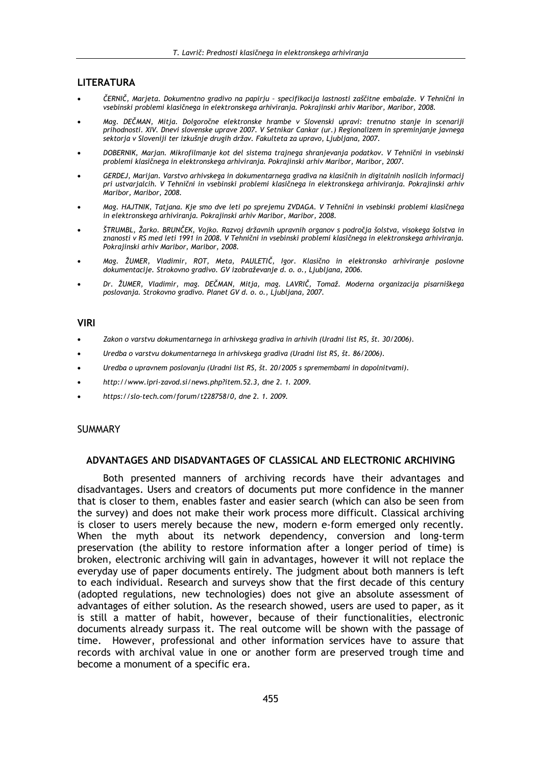## LITERATURA

- *ČERNIČ, Marjeta. Dokumentno gradivo na papirju – specifikacija lastnosti zaščitne embalaže. V Tehnični in vsebinski problemi klasičnega in elektronskega arhiviranja. Pokrajinski arhiv Maribor, Maribor, 2008.*
- *Mag. DEČMAN, Mitja. Dolgoročne elektronske hrambe v Slovenski upravi: trenutno stanje in scenariji prihodnosti. XIV. Dnevi slovenske uprave 2007. V Setnikar Cankar (ur.) Regionalizem in spreminjanje javnega sektorja v Sloveniji ter izkušnje drugih držav. Fakulteta za upravo, Ljubljana, 2007.*
- *DOBERNIK, Marjan. Mikrofilmanje kot del sistema trajnega shranjevanja podatkov. V Tehnični in vsebinski problemi klasičnega in elektronskega arhiviranja. Pokrajinski arhiv Maribor, Maribor, 2007.*
- *GERDEJ, Marijan. Varstvo arhivskega in dokumentarnega gradiva na klasičnih in digitalnih nosilcih informacij pri ustvarjalcih. V Tehnični in vsebinski problemi klasičnega in elektronskega arhiviranja. Pokrajinski arhiv Maribor, Maribor, 2008.*
- *Mag. HAJTNIK, Tatjana. Kje smo dve leti po sprejemu ZVDAGA. V Tehnični in vsebinski problemi klasičnega in elektronskega arhiviranja. Pokrajinski arhiv Maribor, Maribor, 2008.*
- *ŠTRUMBL, Žarko. BRUNČEK, Vojko. Razvoj državnih upravnih organov s področja šolstva, visokega šolstva in znanosti v RS med leti 1991 in 2008. V Tehnični in vsebinski problemi klasičnega in elektronskega arhiviranja. Pokrajinski arhiv Maribor, Maribor, 2008.*
- *Mag. ŽUMER, Vladimir, ROT, Meta, PAULETIČ, Igor. Klasično in elektronsko arhiviranje poslovne dokumentacije. Strokovno gradivo. GV izobraževanje d. o. o., Ljubljana, 2006.*
- *Dr. ŽUMER, Vladimir, mag. DEČMAN, Mitja, mag. LAVRIČ, Tomaž. Moderna organizacija pisarniškega poslovanja. Strokovno gradivo. Planet GV d. o. o., Ljubljana, 2007.*

## VIRI

- *Zakon o varstvu dokumentarnega in arhivskega gradiva in arhivih (Uradni list RS, št. 30/2006).*
- *Uredba o varstvu dokumentarnega in arhivskega gradiva (Uradni list RS, št. 86/2006).*
- *Uredba o upravnem poslovanju (Uradni list RS, št. 20/2005 s spremembami in dopolnitvami).*
- *http://www.ipri-zavod.si/news.php?item.52.3, dne 2. 1. 2009.*
- *https://slo-tech.com/forum/t228758/0, dne 2. 1. 2009.*

SUMMARY

### ADVANTAGES AND DISADVANTAGES OF CLASSICAL AND ELECTRONIC ARCHIVING

Both presented manners of archiving records have their advantages and disadvantages. Users and creators of documents put more confidence in the manner that is closer to them, enables faster and easier search (which can also be seen from the survey) and does not make their work process more difficult. Classical archiving is closer to users merely because the new, modern e-form emerged only recently. When the myth about its network dependency, conversion and long-term preservation (the ability to restore information after a longer period of time) is broken, electronic archiving will gain in advantages, however it will not replace the everyday use of paper documents entirely. The judgment about both manners is left to each individual. Research and surveys show that the first decade of this century (adopted regulations, new technologies) does not give an absolute assessment of advantages of either solution. As the research showed, users are used to paper, as it is still a matter of habit, however, because of their functionalities, electronic documents already surpass it. The real outcome will be shown with the passage of time. However, professional and other information services have to assure that records with archival value in one or another form are preserved trough time and become a monument of a specific era.